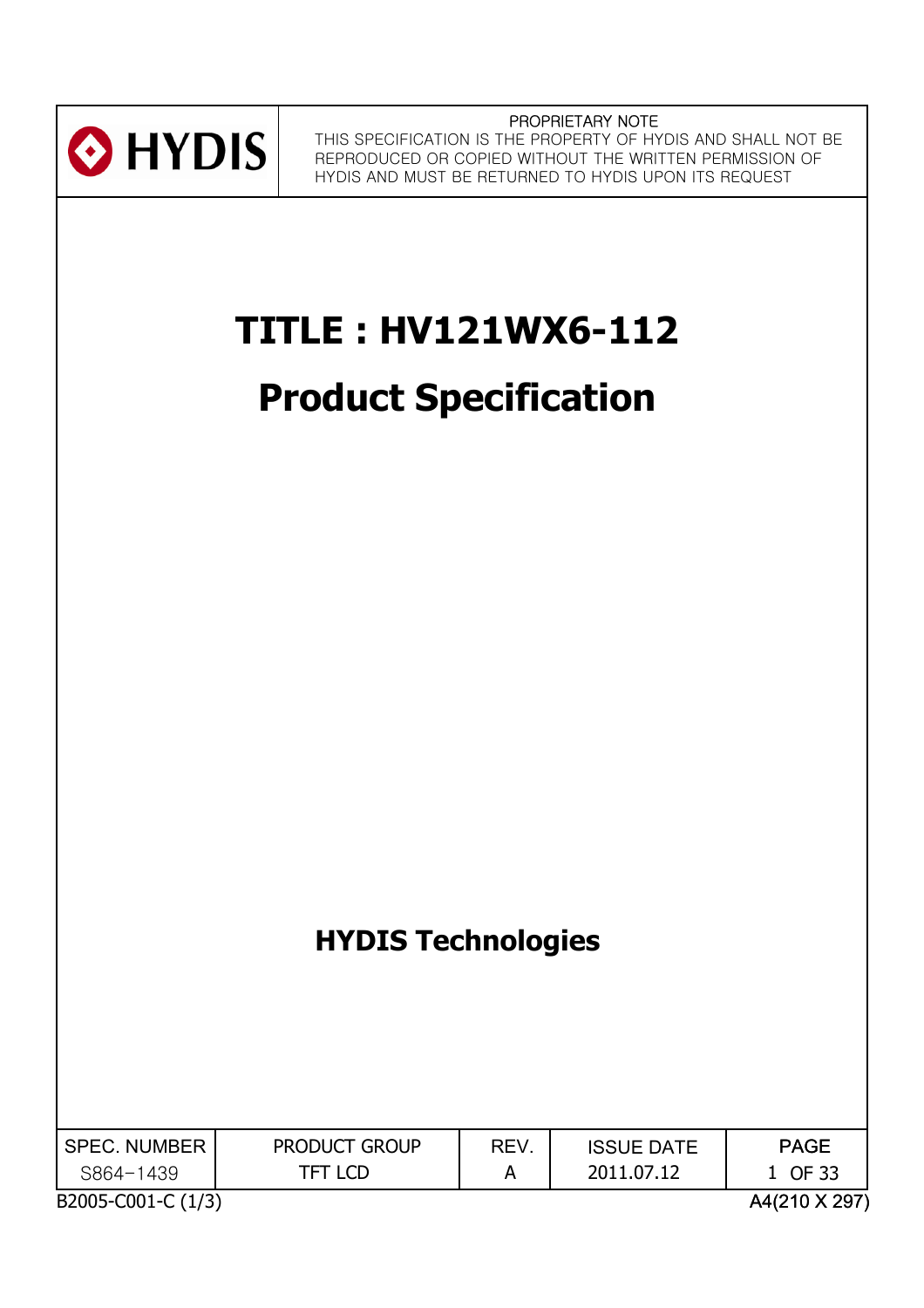HYDIS

PROPRIETARY NOTE
THIS SPECIFICATION IS THE PROPERTY OF HYDIS AND SHALL NOT BE REPRODUCED OR COPIED WITHOUT THE WRITTEN PERMISSION OF HYDIS AND MUST BE RETURNED TO HYDIS UPON ITS REQUEST

# TITLE : HV121WX6-112

# Product Specification

**HYDIS Technologies**

| SPEC. NUMBER | PRODUCT GROUP | REV. | ISSUE DATE | PAGE |
|---|---|---|---|---|
| S864-1439 | TFT LCD | A | 2011.07.12 | 1 OF 33 |

B2005-C001-C (1/3) A4(210 X 297)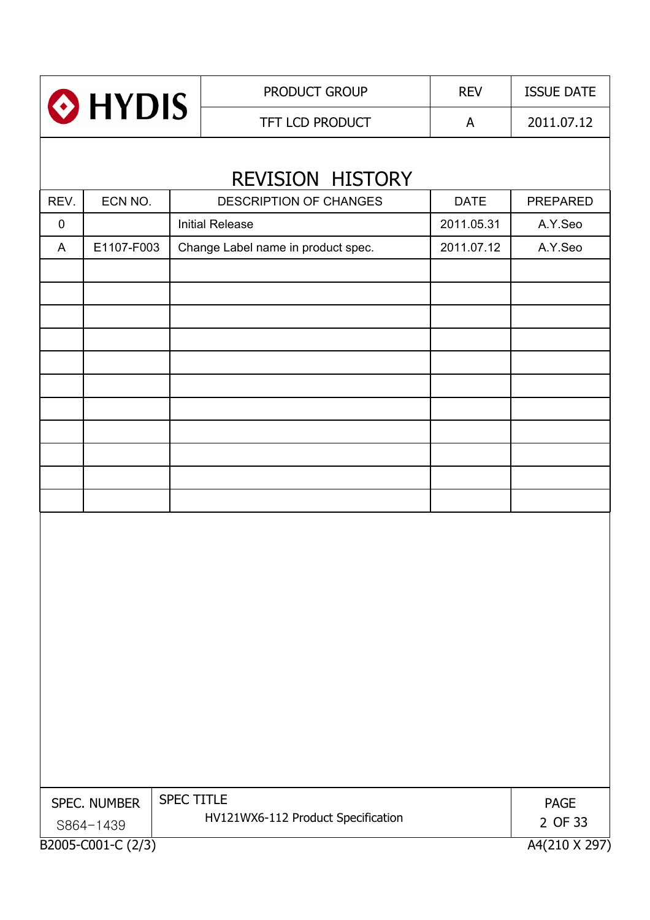# REVISION HISTORY

| REV. | ECN NO. | DESCRIPTION OF CHANGES | DATE | PREPARED |
|---|---|---|---|---|
| 0 | | Initial Release | 2011.05.31 | A.Y.Seo |
| A | E1107-F003 | Change Label name in product spec. | 2011.07.12 | A.Y.Seo |
| | | | | |
| | | | | |
| | | | | |
| | | | | |
| | | | | |
| | | | | |
| | | | | |
| | | | | |
| | | | | |
| | | | | |
| | | | | |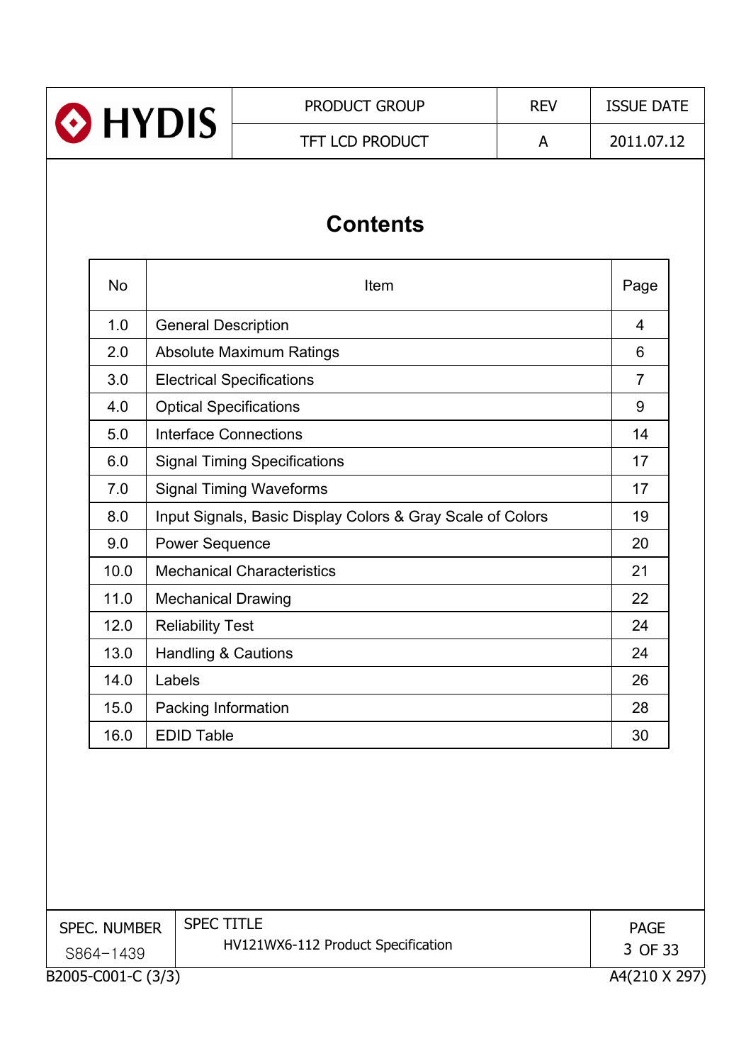# Contents

| No | Item | Page |
|---|---|---|
| 1.0 | General Description | 4 |
| 2.0 | Absolute Maximum Ratings | 6 |
| 3.0 | Electrical Specifications | 7 |
| 4.0 | Optical Specifications | 9 |
| 5.0 | Interface Connections | 14 |
| 6.0 | Signal Timing Specifications | 17 |
| 7.0 | Signal Timing Waveforms | 17 |
| 8.0 | Input Signals, Basic Display Colors & Gray Scale of Colors | 19 |
| 9.0 | Power Sequence | 20 |
| 10.0 | Mechanical Characteristics | 21 |
| 11.0 | Mechanical Drawing | 22 |
| 12.0 | Reliability Test | 24 |
| 13.0 | Handling & Cautions | 24 |
| 14.0 | Labels | 26 |
| 15.0 | Packing Information | 28 |
| 16.0 | EDID Table | 30 |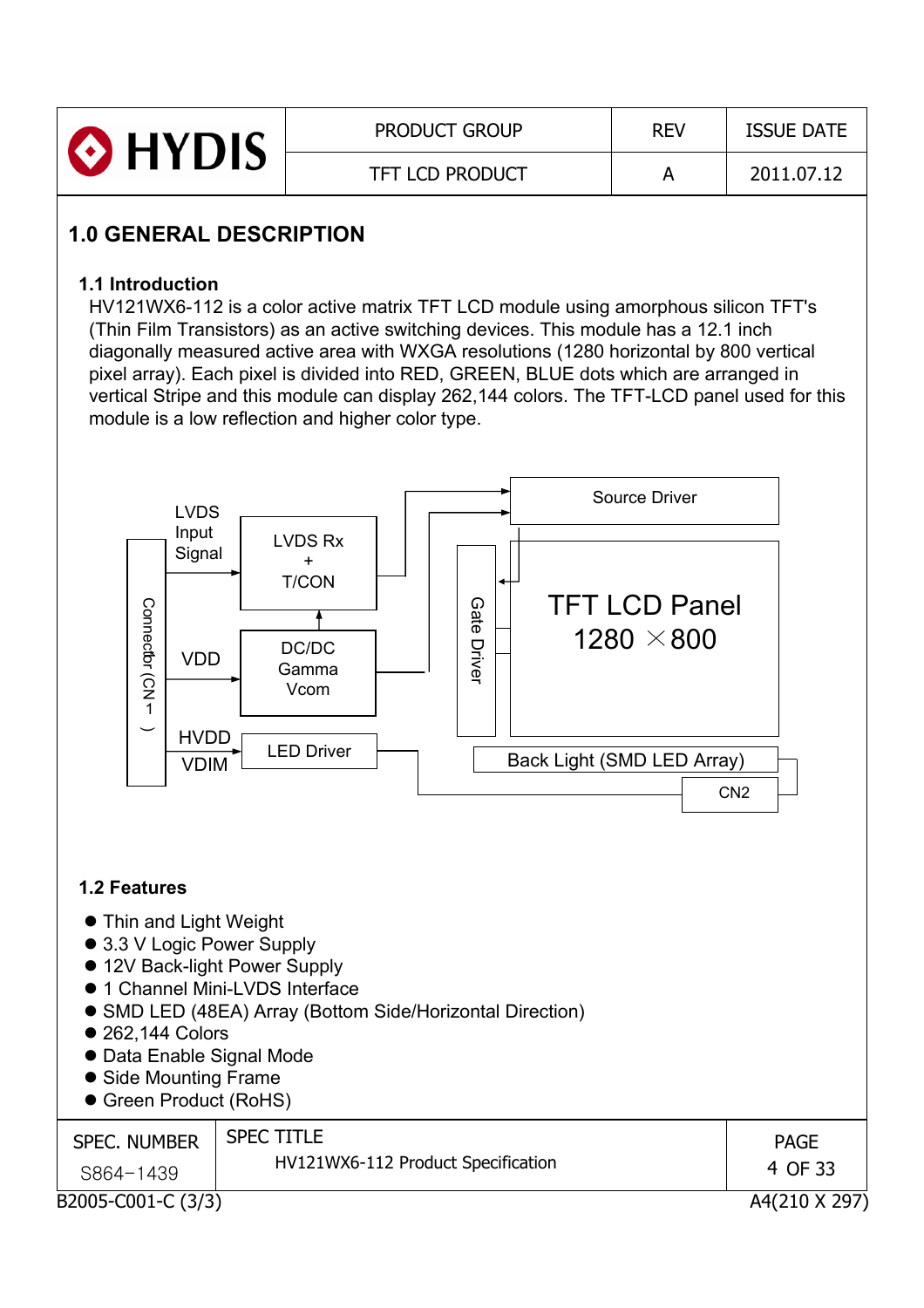# 1.0 GENERAL DESCRIPTION

## 1.1 Introduction

HV121WX6-112 is a color active matrix TFT LCD module using amorphous silicon TFT's (Thin Film Transistors) as an active switching devices. This module has a 12.1 inch diagonally measured active area with WXGA resolutions (1280 horizontal by 800 vertical pixel array). Each pixel is divided into RED, GREEN, BLUE dots which are arranged in vertical Stripe and this module can display 262,144 colors. The TFT-LCD panel used for this module is a low reflection and higher color type.

LVDS Input Signal

LVDS Rx + T/CON

Source Driver

Connector (CN-1)

VDD

DC/DC Gamma Vcom

Gate Driver

TFT LCD Panel 1280 × 800

HVDD

VDIM

LED Driver

Back Light (SMD LED Array)

CN2

## 1.2 Features

- Thin and Light Weight
- 3.3 V Logic Power Supply
- 12V Back-light Power Supply
- 1 Channel Mini-LVDS Interface
- SMD LED (48EA) Array (Bottom Side/Horizontal Direction)
- 262,144 Colors
- Data Enable Signal Mode
- Side Mounting Frame
- Green Product (RoHS)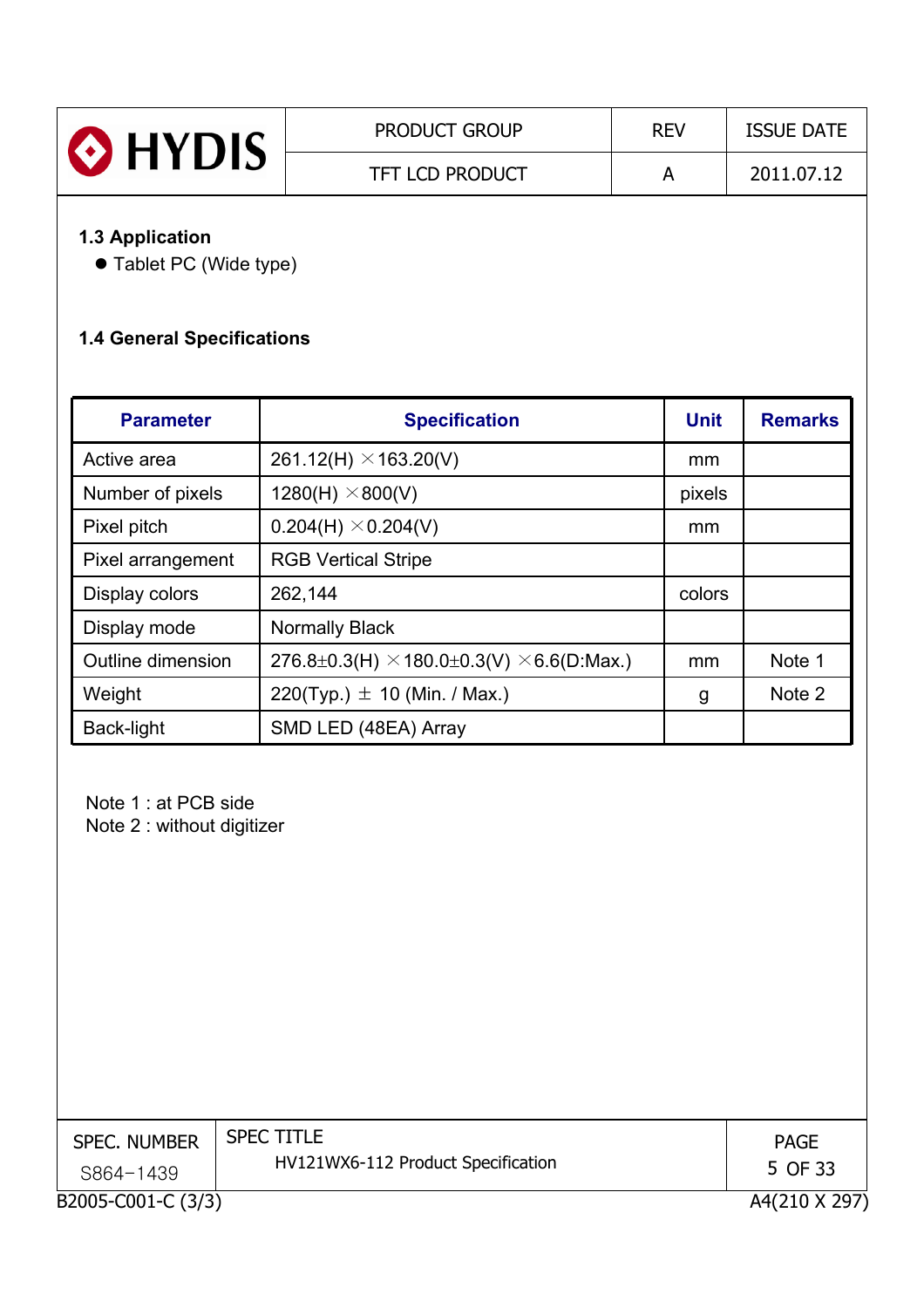### 1.3 Application

- Tablet PC (Wide type)

### 1.4 General Specifications

| Parameter | Specification | Unit | Remarks |
|---|---|---|---|
| Active area | 261.12(H) × 163.20(V) | mm | |
| Number of pixels | 1280(H) × 800(V) | pixels | |
| Pixel pitch | 0.204(H) × 0.204(V) | mm | |
| Pixel arrangement | RGB Vertical Stripe | | |
| Display colors | 262,144 | colors | |
| Display mode | Normally Black | | |
| Outline dimension | 276.8±0.3(H) × 180.0±0.3(V) × 6.6(D:Max.) | mm | Note 1 |
| Weight | 220(Typ.) ± 10 (Min. / Max.) | g | Note 2 |
| Back-light | SMD LED (48EA) Array | | |

Note 1 : at PCB side
Note 2 : without digitizer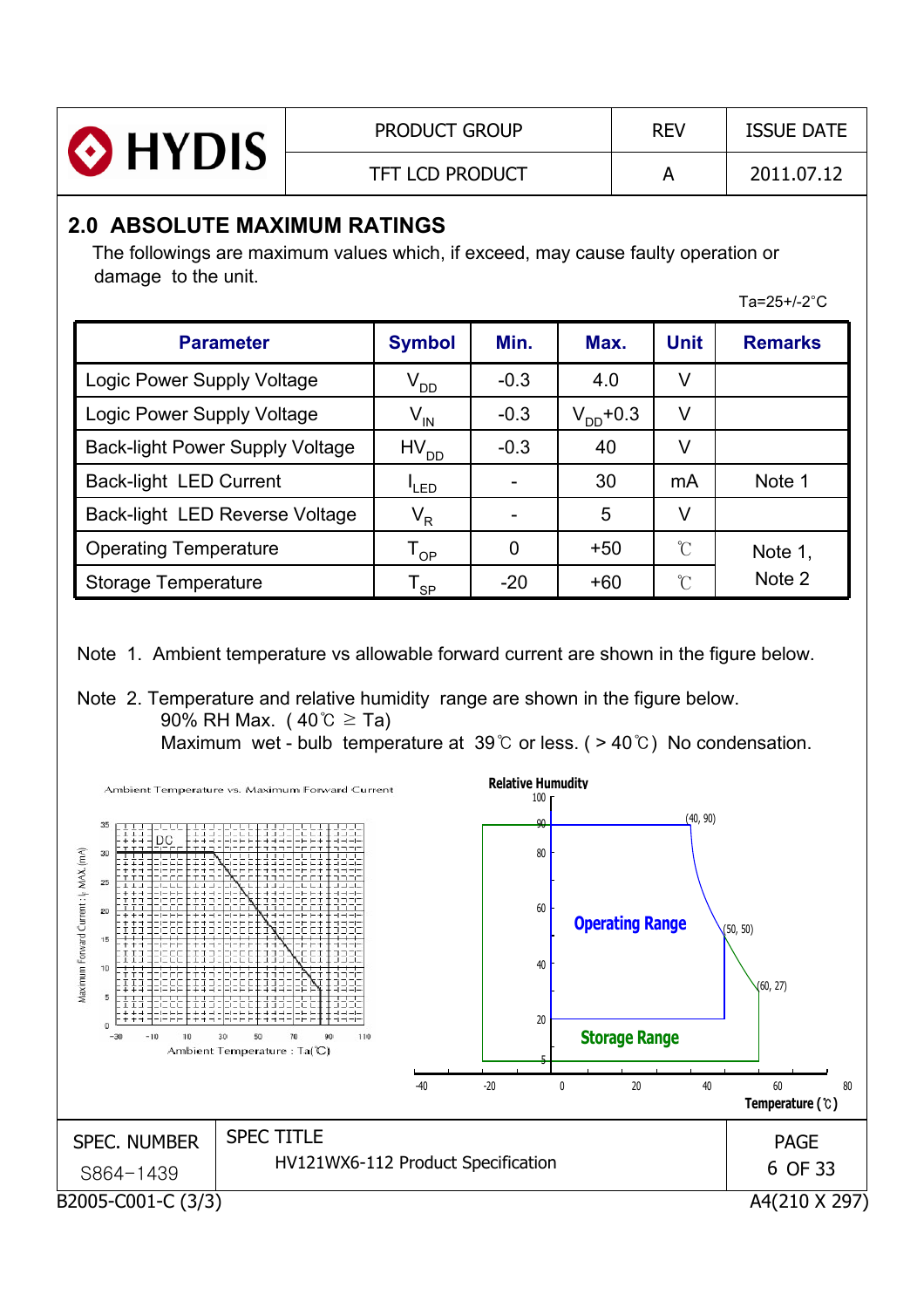## 2.0 ABSOLUTE MAXIMUM RATINGS

The followings are maximum values which, if exceed, may cause faulty operation or damage to the unit.

Ta=25+/-2°C

| Parameter | Symbol | Min. | Max. | Unit | Remarks |
|---|---|---|---|---|---|
| Logic Power Supply Voltage | $V_{DD}$ | -0.3 | 4.0 | V | |
| Logic Power Supply Voltage | $V_{IN}$ | -0.3 | $V_{DD}$+0.3 | V | |
| Back-light Power Supply Voltage | $HV_{DD}$ | -0.3 | 40 | V | |
| Back-light LED Current | $I_{LED}$ | - | 30 | mA | Note 1 |
| Back-light LED Reverse Voltage | $V_R$ | - | 5 | V | |
| Operating Temperature | $T_{OP}$ | 0 | +50 | ℃ | Note 1, Note 2 |
| Storage Temperature | $T_{SP}$ | -20 | +60 | ℃ | |

Note 1. Ambient temperature vs allowable forward current are shown in the figure below.

Note 2. Temperature and relative humidity range are shown in the figure below.
90% RH Max. ( 40℃ ≥ Ta)
Maximum wet - bulb temperature at 39℃ or less. ( > 40℃) No condensation.

Ambient Temperature vs. Maximum Forward Current

Relative Humudity

Operating Range

Storage Range

Temperature (℃)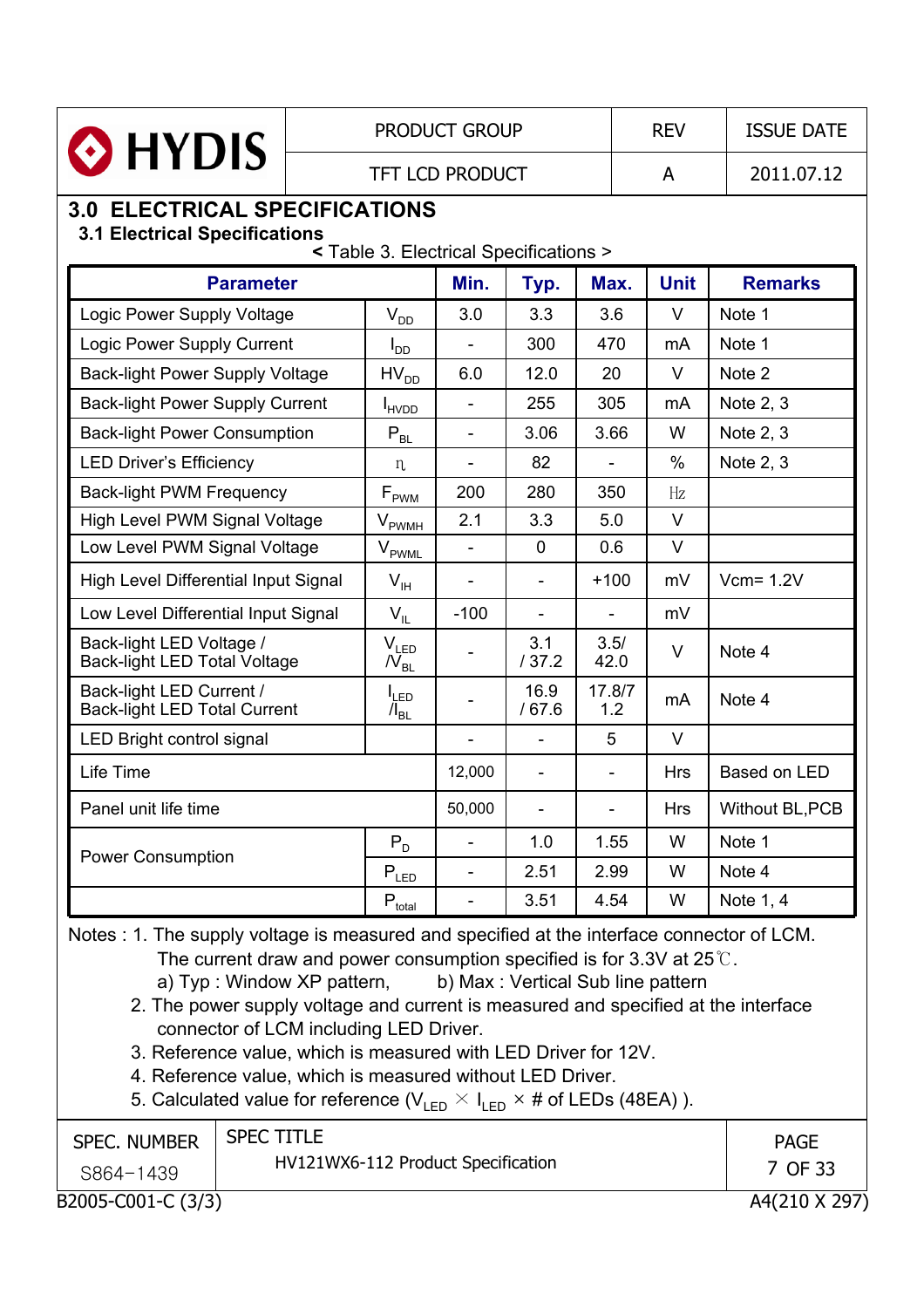## 3.0 ELECTRICAL SPECIFICATIONS

### 3.1 Electrical Specifications

< Table 3. Electrical Specifications >

| Parameter | | Min. | Typ. | Max. | Unit | Remarks |
|---|---|---|---|---|---|---|
| Logic Power Supply Voltage | $V_{DD}$ | 3.0 | 3.3 | 3.6 | V | Note 1 |
| Logic Power Supply Current | $I_{DD}$ | - | 300 | 470 | mA | Note 1 |
| Back-light Power Supply Voltage | $HV_{DD}$ | 6.0 | 12.0 | 20 | V | Note 2 |
| Back-light Power Supply Current | $I_{HVDD}$ | - | 255 | 305 | mA | Note 2, 3 |
| Back-light Power Consumption | $P_{BL}$ | - | 3.06 | 3.66 | W | Note 2, 3 |
| LED Driver's Efficiency | η | - | 82 | - | % | Note 2, 3 |
| Back-light PWM Frequency | $F_{PWM}$ | 200 | 280 | 350 | Hz | |
| High Level PWM Signal Voltage | $V_{PWMH}$ | 2.1 | 3.3 | 5.0 | V | |
| Low Level PWM Signal Voltage | $V_{PWML}$ | - | 0 | 0.6 | V | |
| High Level Differential Input Signal | $V_{IH}$ | - | - | +100 | mV | Vcm= 1.2V |
| Low Level Differential Input Signal | $V_{IL}$ | -100 | - | - | mV | |
| Back-light LED Voltage / Back-light LED Total Voltage | $V_{LED}$ / $V_{BL}$ | - | 3.1 / 37.2 | 3.5/ 42.0 | V | Note 4 |
| Back-light LED Current / Back-light LED Total Current | $I_{LED}$ / $I_{BL}$ | - | 16.9 / 67.6 | 17.8/71.2 | mA | Note 4 |
| LED Bright control signal | | - | - | 5 | V | |
| Life Time | | 12,000 | - | - | Hrs | Based on LED |
| Panel unit life time | | 50,000 | - | - | Hrs | Without BL,PCB |
| Power Consumption | $P_D$ | - | 1.0 | 1.55 | W | Note 1 |
| | $P_{LED}$ | - | 2.51 | 2.99 | W | Note 4 |
| | $P_{total}$ | - | 3.51 | 4.54 | W | Note 1, 4 |

Notes : 1. The supply voltage is measured and specified at the interface connector of LCM. The current draw and power consumption specified is for 3.3V at 25℃.
a) Typ : Window XP pattern, b) Max : Vertical Sub line pattern
2. The power supply voltage and current is measured and specified at the interface connector of LCM including LED Driver.
3. Reference value, which is measured with LED Driver for 12V.
4. Reference value, which is measured without LED Driver.
5. Calculated value for reference ($V_{LED} \times I_{LED} \times$ # of LEDs (48EA) ).

| SPEC. NUMBER | SPEC TITLE | PAGE |
|---|---|---|
| S864-1439 | HV121WX6-112 Product Specification | 7 OF 33 |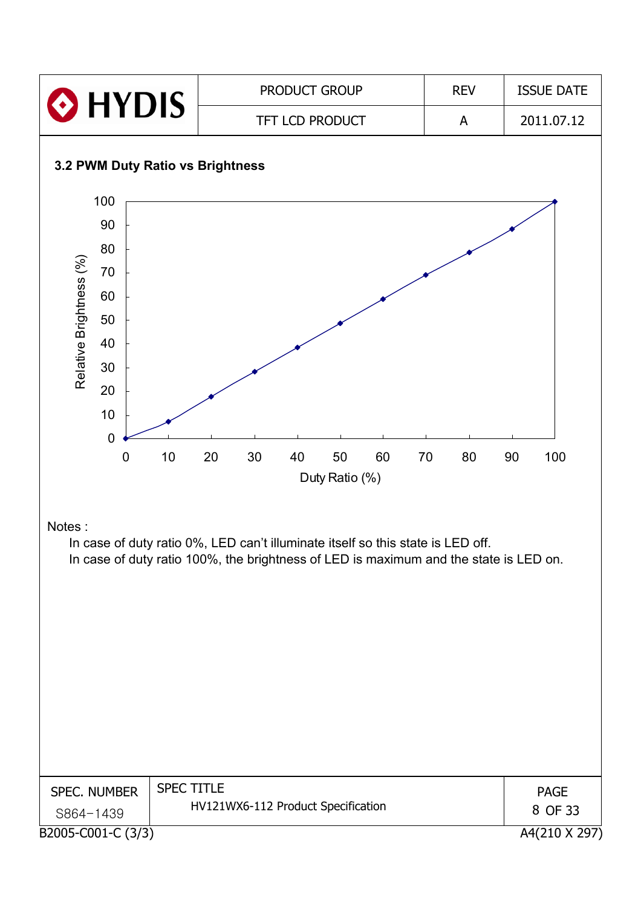### 3.2 PWM Duty Ratio vs Brightness

Notes :

In case of duty ratio 0%, LED can't illuminate itself so this state is LED off.

In case of duty ratio 100%, the brightness of LED is maximum and the state is LED on.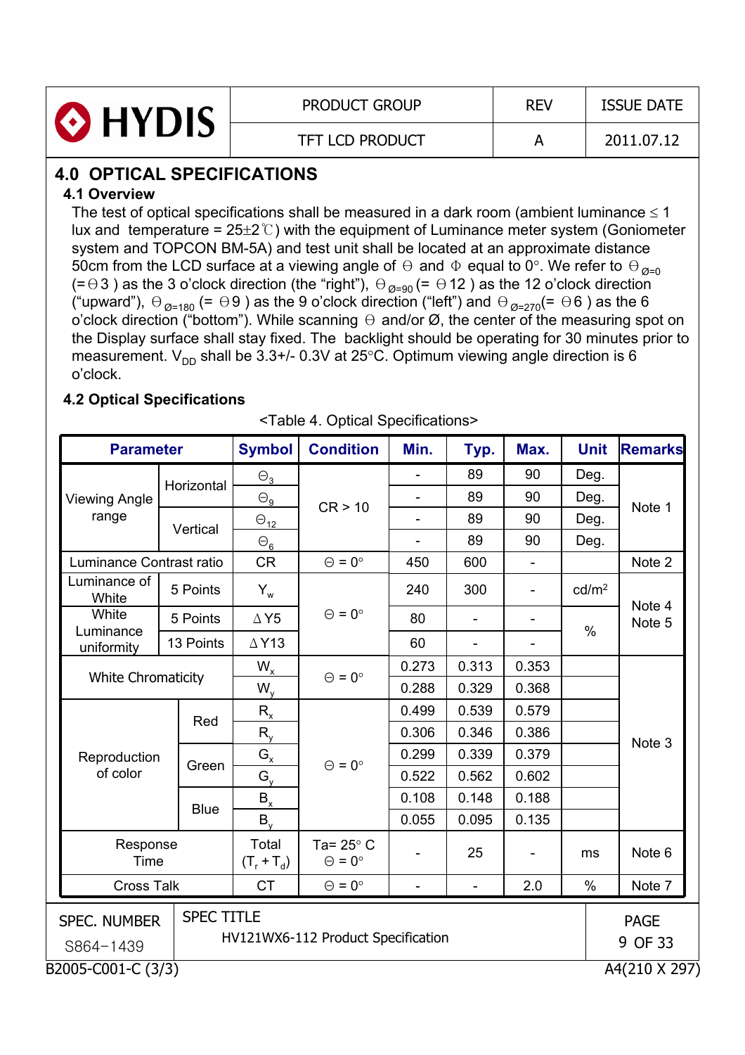# 4.0 OPTICAL SPECIFICATIONS

## 4.1 Overview

The test of optical specifications shall be measured in a dark room (ambient luminance ≤ 1 lux and temperature = 25±2℃) with the equipment of Luminance meter system (Goniometer system and TOPCON BM-5A) and test unit shall be located at an approximate distance 50cm from the LCD surface at a viewing angle of Θ and Φ equal to 0°. We refer to $\Theta_{Ø=0}$ (=Θ3 ) as the 3 o'clock direction (the "right"), $\Theta_{Ø=90}$ (= Θ12 ) as the 12 o'clock direction ("upward"), $\Theta_{Ø=180}$ (= Θ9 ) as the 9 o'clock direction ("left") and $\Theta_{Ø=270}$(= Θ6 ) as the 6 o'clock direction ("bottom"). While scanning Θ and/or Ø, the center of the measuring spot on the Display surface shall stay fixed. The backlight should be operating for 30 minutes prior to measurement. $V_{DD}$ shall be 3.3+/- 0.3V at 25°C. Optimum viewing angle direction is 6 o'clock.

## 4.2 Optical Specifications

<Table 4. Optical Specifications>

| Parameter | | Symbol | Condition | Min. | Typ. | Max. | Unit | Remarks |
|---|---|---|---|---|---|---|---|---|
| Viewing Angle range | Horizontal | $\Theta_3$ | CR > 10 | - | 89 | 90 | Deg. | Note 1 |
| | | $\Theta_9$ | | - | 89 | 90 | Deg. | |
| | Vertical | $\Theta_{12}$ | | - | 89 | 90 | Deg. | |
| | | $\Theta_6$ | | - | 89 | 90 | Deg. | |
| Luminance Contrast ratio | | CR | Θ = 0° | 450 | 600 | - | | Note 2 |
| Luminance of White | 5 Points | $Y_w$ | Θ = 0° | 240 | 300 | - | cd/m² | Note 4<br>Note 5 |
| White Luminance uniformity | 5 Points | ΔY5 | | 80 | - | - | % | |
| | 13 Points | ΔY13 | | 60 | - | - | | |
| White Chromaticity | | $W_x$ | Θ = 0° | 0.273 | 0.313 | 0.353 | | Note 3 |
| | | $W_y$ | | 0.288 | 0.329 | 0.368 | | |
| Reproduction of color | Red | $R_x$ | Θ = 0° | 0.499 | 0.539 | 0.579 | | |
| | | $R_y$ | | 0.306 | 0.346 | 0.386 | | |
| | Green | $G_x$ | | 0.299 | 0.339 | 0.379 | | |
| | | $G_y$ | | 0.522 | 0.562 | 0.602 | | |
| | Blue | $B_x$ | | 0.108 | 0.148 | 0.188 | | |
| | | $B_y$ | | 0.055 | 0.095 | 0.135 | | |
| Response Time | | Total ($T_r + T_d$) | Ta= 25° C<br>Θ = 0° | - | 25 | - | ms | Note 6 |
| Cross Talk | | CT | Θ = 0° | - | - | 2.0 | % | Note 7 |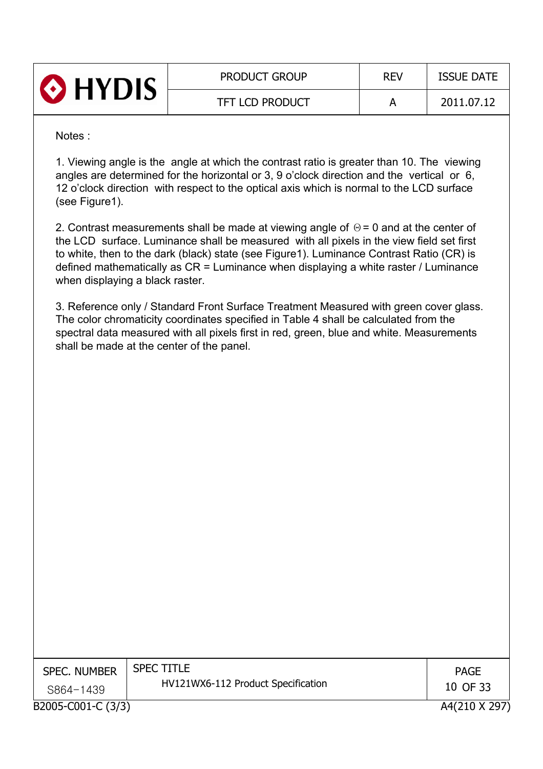Notes :

1. Viewing angle is the angle at which the contrast ratio is greater than 10. The viewing angles are determined for the horizontal or 3, 9 o'clock direction and the vertical or 6, 12 o'clock direction with respect to the optical axis which is normal to the LCD surface (see Figure1).

2. Contrast measurements shall be made at viewing angle of $\Theta = 0$ and at the center of the LCD surface. Luminance shall be measured with all pixels in the view field set first to white, then to the dark (black) state (see Figure1). Luminance Contrast Ratio (CR) is defined mathematically as CR = Luminance when displaying a white raster / Luminance when displaying a black raster.

3. Reference only / Standard Front Surface Treatment Measured with green cover glass. The color chromaticity coordinates specified in Table 4 shall be calculated from the spectral data measured with all pixels first in red, green, blue and white. Measurements shall be made at the center of the panel.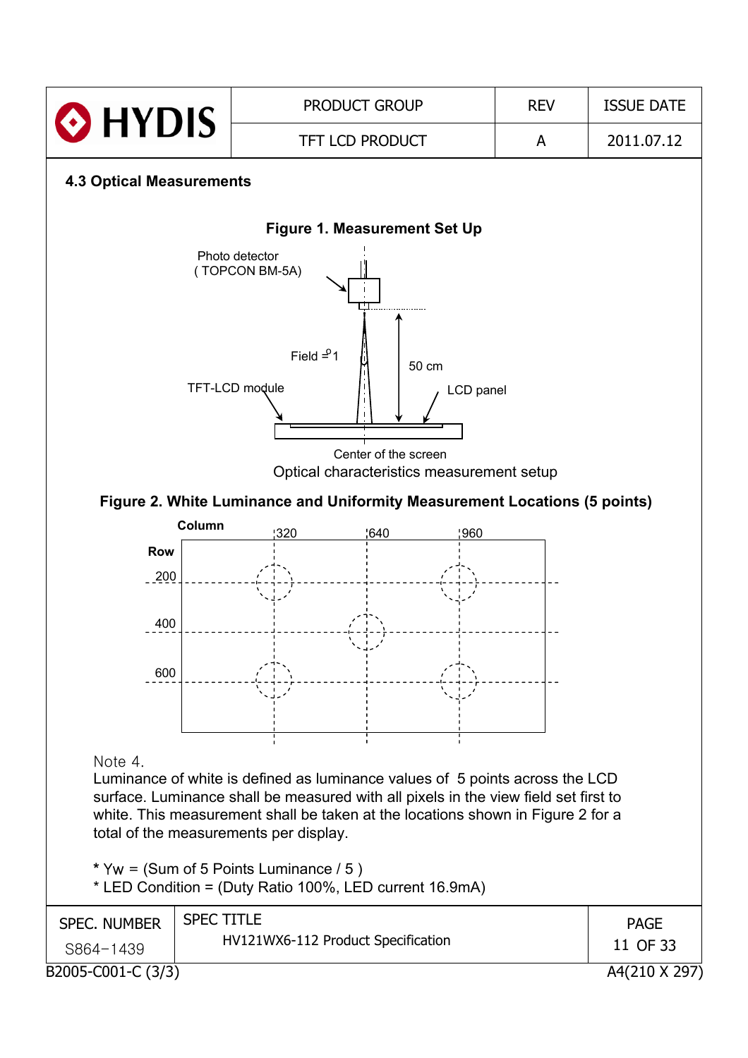### 4.3 Optical Measurements

**Figure 1. Measurement Set Up**

Photo detector ( TOPCON BM-5A)

Field = 1°

50 cm

TFT-LCD module

LCD panel

Center of the screen

Optical characteristics measurement setup

**Figure 2. White Luminance and Uniformity Measurement Locations (5 points)**

Column: 320, 640, 960

Row: 200, 400, 600

Note 4.
Luminance of white is defined as luminance values of 5 points across the LCD surface. Luminance shall be measured with all pixels in the view field set first to white. This measurement shall be taken at the locations shown in Figure 2 for a total of the measurements per display.

* Yw = (Sum of 5 Points Luminance / 5 )
* LED Condition = (Duty Ratio 100%, LED current 16.9mA)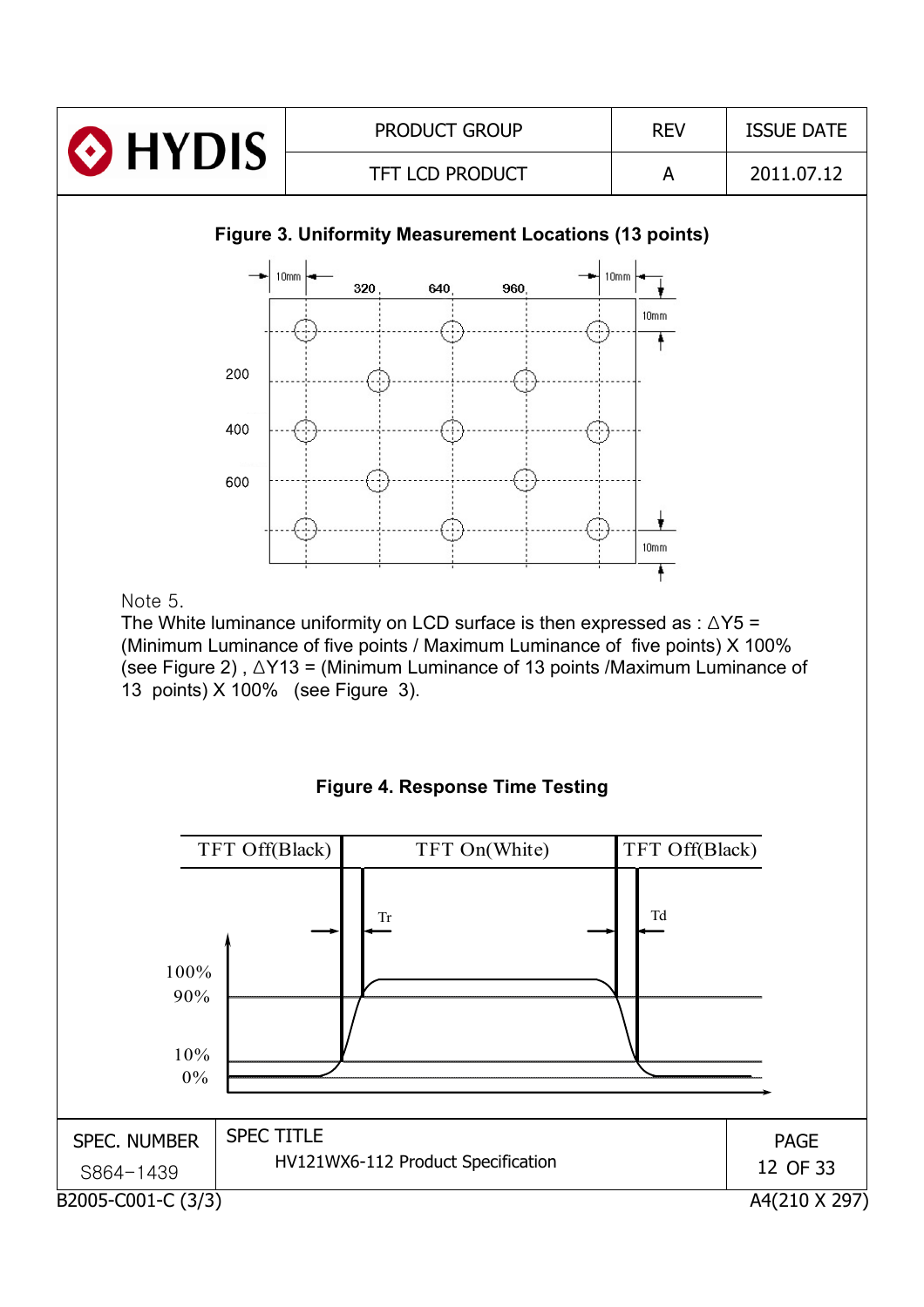**Figure 3. Uniformity Measurement Locations (13 points)**

Note 5.

The White luminance uniformity on LCD surface is then expressed as : $\Delta Y5$ = (Minimum Luminance of five points / Maximum Luminance of five points) X 100% (see Figure 2) , $\Delta Y13$ = (Minimum Luminance of 13 points /Maximum Luminance of 13 points) X 100% (see Figure 3).

**Figure 4. Response Time Testing**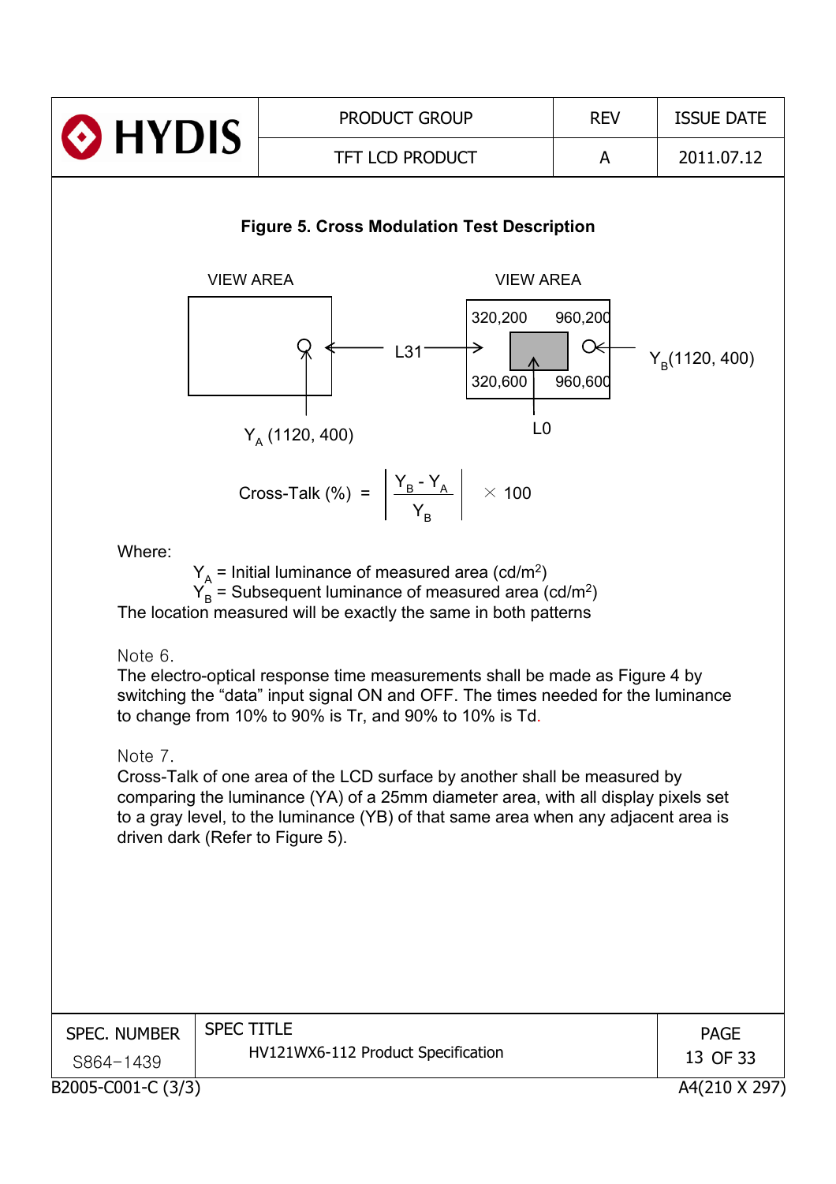**Figure 5. Cross Modulation Test Description**

VIEW AREA

VIEW AREA

320,200 960,200

320,600 960,600

L31

L0

$Y_A$ (1120, 400)

$Y_B$(1120, 400)

$$\text{Cross-Talk (\%)} = \left| \frac{Y_B - Y_A}{Y_B} \right| \times 100$$

Where:

$Y_A$ = Initial luminance of measured area (cd/m$^2$)
$Y_B$ = Subsequent luminance of measured area (cd/m$^2$)
The location measured will be exactly the same in both patterns

Note 6.
The electro-optical response time measurements shall be made as Figure 4 by switching the “data” input signal ON and OFF. The times needed for the luminance to change from 10% to 90% is Tr, and 90% to 10% is Td.

Note 7.
Cross-Talk of one area of the LCD surface by another shall be measured by comparing the luminance (YA) of a 25mm diameter area, with all display pixels set to a gray level, to the luminance (YB) of that same area when any adjacent area is driven dark (Refer to Figure 5).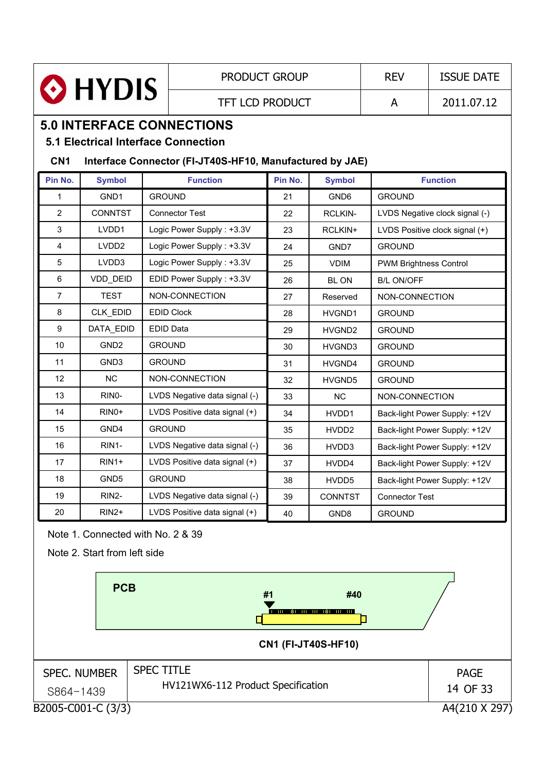# 5.0 INTERFACE CONNECTIONS

## 5.1 Electrical Interface Connection

**CN1 Interface Connector (FI-JT40S-HF10, Manufactured by JAE)**

| Pin No. | Symbol | Function | Pin No. | Symbol | Function |
|---|---|---|---|---|---|
| 1 | GND1 | GROUND | 21 | GND6 | GROUND |
| 2 | CONNTST | Connector Test | 22 | RCLKIN- | LVDS Negative clock signal (-) |
| 3 | LVDD1 | Logic Power Supply : +3.3V | 23 | RCLKIN+ | LVDS Positive clock signal (+) |
| 4 | LVDD2 | Logic Power Supply : +3.3V | 24 | GND7 | GROUND |
| 5 | LVDD3 | Logic Power Supply : +3.3V | 25 | VDIM | PWM Brightness Control |
| 6 | VDD_DEID | EDID Power Supply : +3.3V | 26 | BL ON | B/L ON/OFF |
| 7 | TEST | NON-CONNECTION | 27 | Reserved | NON-CONNECTION |
| 8 | CLK_EDID | EDID Clock | 28 | HVGND1 | GROUND |
| 9 | DATA_EDID | EDID Data | 29 | HVGND2 | GROUND |
| 10 | GND2 | GROUND | 30 | HVGND3 | GROUND |
| 11 | GND3 | GROUND | 31 | HVGND4 | GROUND |
| 12 | NC | NON-CONNECTION | 32 | HVGND5 | GROUND |
| 13 | RIN0- | LVDS Negative data signal (-) | 33 | NC | NON-CONNECTION |
| 14 | RIN0+ | LVDS Positive data signal (+) | 34 | HVDD1 | Back-light Power Supply: +12V |
| 15 | GND4 | GROUND | 35 | HVDD2 | Back-light Power Supply: +12V |
| 16 | RIN1- | LVDS Negative data signal (-) | 36 | HVDD3 | Back-light Power Supply: +12V |
| 17 | RIN1+ | LVDS Positive data signal (+) | 37 | HVDD4 | Back-light Power Supply: +12V |
| 18 | GND5 | GROUND | 38 | HVDD5 | Back-light Power Supply: +12V |
| 19 | RIN2- | LVDS Negative data signal (-) | 39 | CONNTST | Connector Test |
| 20 | RIN2+ | LVDS Positive data signal (+) | 40 | GND8 | GROUND |

Note 1. Connected with No. 2 & 39

Note 2. Start from left side

PCB &nbsp; #1 &nbsp; #40

**CN1 (FI-JT40S-HF10)**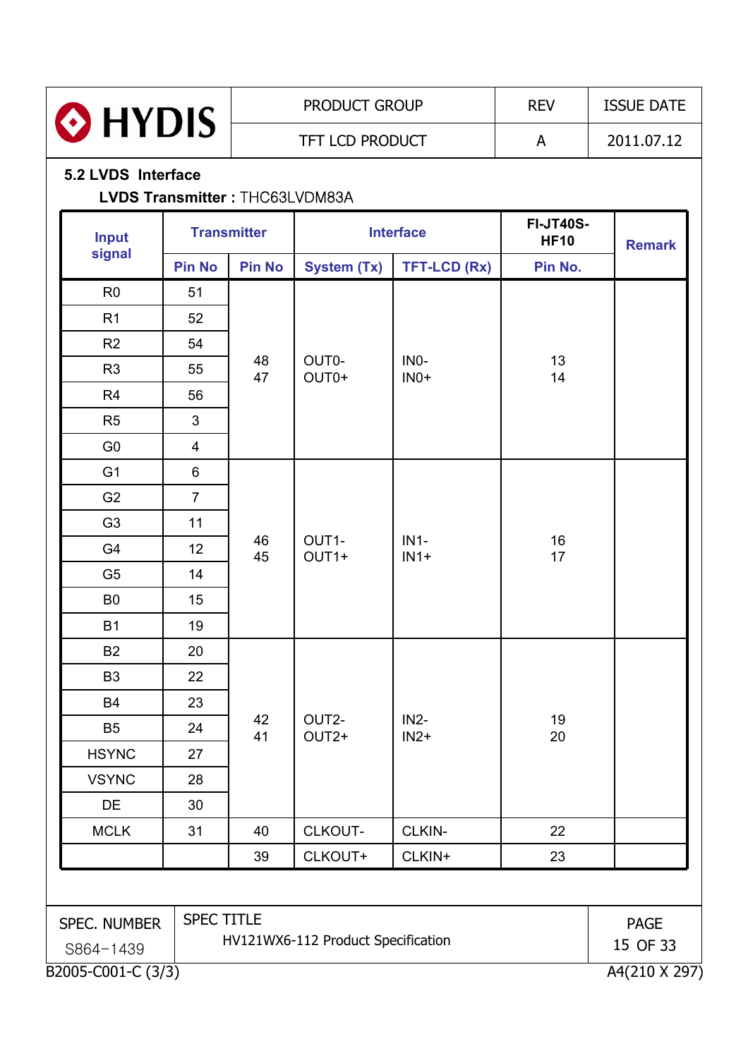## 5.2 LVDS Interface

**LVDS Transmitter :** THC63LVDM83A

| Input signal | Transmitter | | Interface | | FI-JT40S-HF10 | Remark |
|---|---|---|---|---|---|---|
| | Pin No | Pin No | System (Tx) | TFT-LCD (Rx) | Pin No. | |
| R0 | 51 | 48<br>47 | OUT0-<br>OUT0+ | IN0-<br>IN0+ | 13<br>14 | |
| R1 | 52 | | | | | |
| R2 | 54 | | | | | |
| R3 | 55 | | | | | |
| R4 | 56 | | | | | |
| R5 | 3 | | | | | |
| G0 | 4 | | | | | |
| G1 | 6 | 46<br>45 | OUT1-<br>OUT1+ | IN1-<br>IN1+ | 16<br>17 | |
| G2 | 7 | | | | | |
| G3 | 11 | | | | | |
| G4 | 12 | | | | | |
| G5 | 14 | | | | | |
| B0 | 15 | | | | | |
| B1 | 19 | | | | | |
| B2 | 20 | 42<br>41 | OUT2-<br>OUT2+ | IN2-<br>IN2+ | 19<br>20 | |
| B3 | 22 | | | | | |
| B4 | 23 | | | | | |
| B5 | 24 | | | | | |
| HSYNC | 27 | | | | | |
| VSYNC | 28 | | | | | |
| DE | 30 | | | | | |
| MCLK | 31 | 40 | CLKOUT- | CLKIN- | 22 | |
| | | 39 | CLKOUT+ | CLKIN+ | 23 | |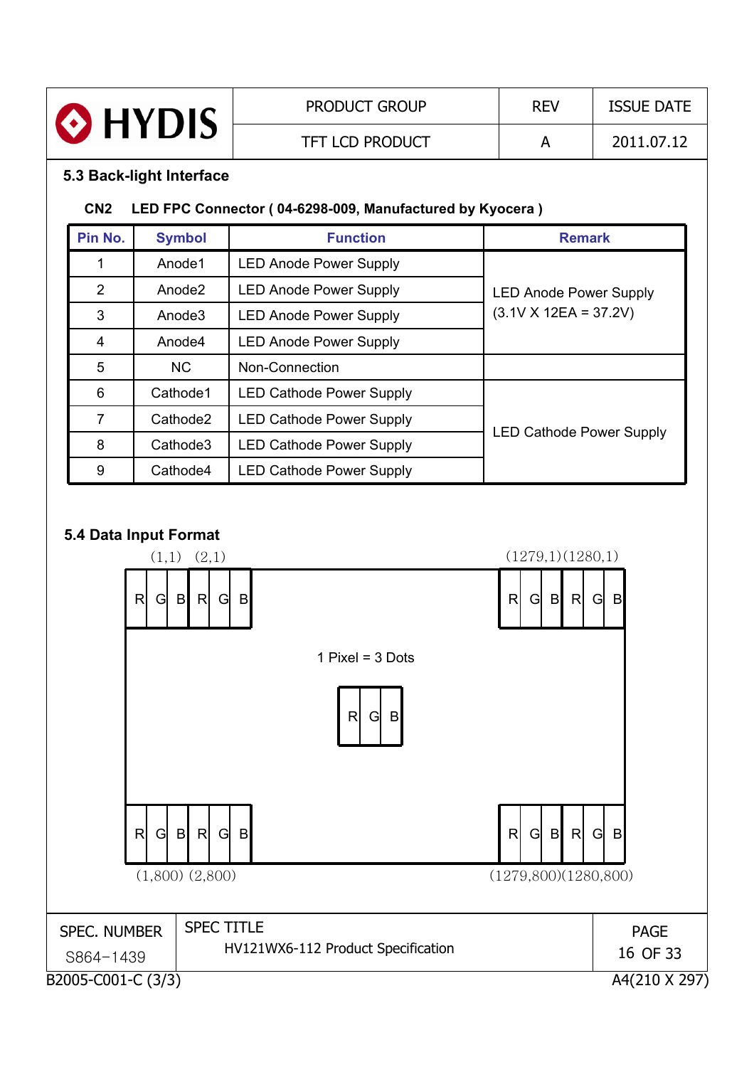### 5.3 Back-light Interface

**CN2 LED FPC Connector ( 04-6298-009, Manufactured by Kyocera )**

| Pin No. | Symbol | Function | Remark |
|---|---|---|---|
| 1 | Anode1 | LED Anode Power Supply | LED Anode Power Supply (3.1V X 12EA = 37.2V) |
| 2 | Anode2 | LED Anode Power Supply | |
| 3 | Anode3 | LED Anode Power Supply | |
| 4 | Anode4 | LED Anode Power Supply | |
| 5 | NC | Non-Connection | |
| 6 | Cathode1 | LED Cathode Power Supply | LED Cathode Power Supply |
| 7 | Cathode2 | LED Cathode Power Supply | |
| 8 | Cathode3 | LED Cathode Power Supply | |
| 9 | Cathode4 | LED Cathode Power Supply | |

### 5.4 Data Input Format

(1,1) (2,1) (1279,1)(1280,1)

R G B R G B ... R G B R G B

1 Pixel = 3 Dots

R G B

R G B R G B ... R G B R G B

(1,800) (2,800) (1279,800)(1280,800)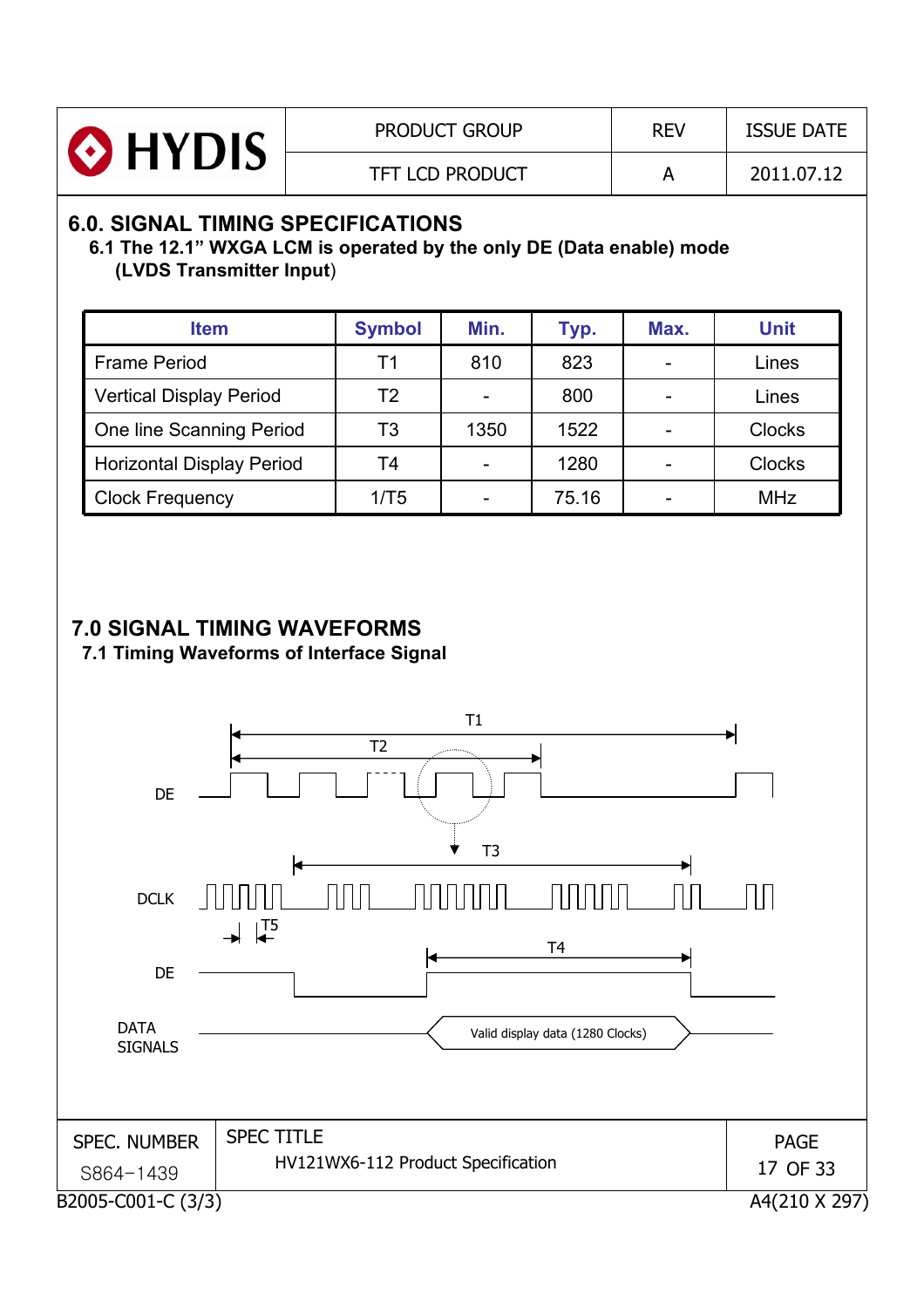## 6.0. SIGNAL TIMING SPECIFICATIONS

### 6.1 The 12.1" WXGA LCM is operated by the only DE (Data enable) mode (LVDS Transmitter Input)

| Item | Symbol | Min. | Typ. | Max. | Unit |
|---|---|---|---|---|---|
| Frame Period | T1 | 810 | 823 | - | Lines |
| Vertical Display Period | T2 | - | 800 | - | Lines |
| One line Scanning Period | T3 | 1350 | 1522 | - | Clocks |
| Horizontal Display Period | T4 | - | 1280 | - | Clocks |
| Clock Frequency | 1/T5 | - | 75.16 | - | MHz |

## 7.0 SIGNAL TIMING WAVEFORMS

### 7.1 Timing Waveforms of Interface Signal

T1

T2

DE

T3

DCLK

T5

T4

DE

DATA SIGNALS

Valid display data (1280 Clocks)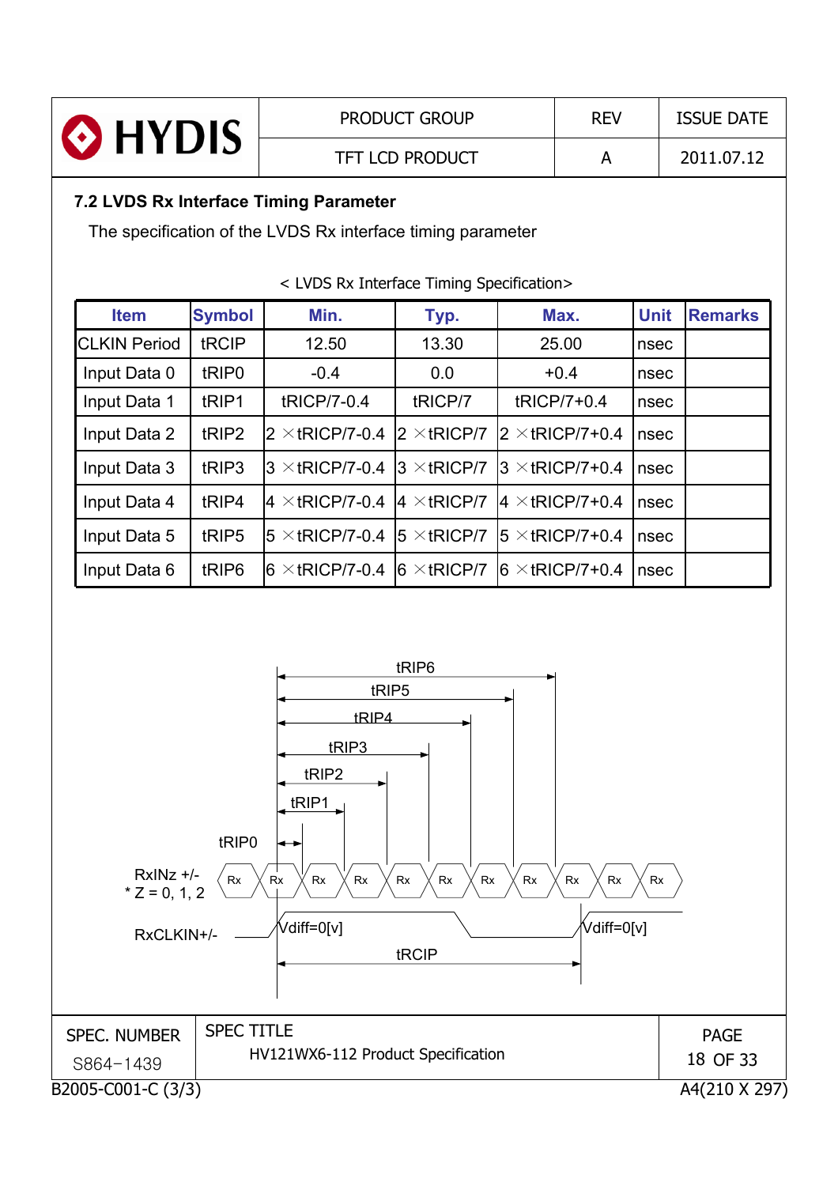## 7.2 LVDS Rx Interface Timing Parameter

The specification of the LVDS Rx interface timing parameter

< LVDS Rx Interface Timing Specification>

| Item | Symbol | Min. | Typ. | Max. | Unit | Remarks |
|---|---|---|---|---|---|---|
| CLKIN Period | tRCIP | 12.50 | 13.30 | 25.00 | nsec | |
| Input Data 0 | tRIP0 | -0.4 | 0.0 | +0.4 | nsec | |
| Input Data 1 | tRIP1 | tRICP/7-0.4 | tRICP/7 | tRICP/7+0.4 | nsec | |
| Input Data 2 | tRIP2 | 2 ×tRICP/7-0.4 | 2 ×tRICP/7 | 2 ×tRICP/7+0.4 | nsec | |
| Input Data 3 | tRIP3 | 3 ×tRICP/7-0.4 | 3 ×tRICP/7 | 3 ×tRICP/7+0.4 | nsec | |
| Input Data 4 | tRIP4 | 4 ×tRICP/7-0.4 | 4 ×tRICP/7 | 4 ×tRICP/7+0.4 | nsec | |
| Input Data 5 | tRIP5 | 5 ×tRICP/7-0.4 | 5 ×tRICP/7 | 5 ×tRICP/7+0.4 | nsec | |
| Input Data 6 | tRIP6 | 6 ×tRICP/7-0.4 | 6 ×tRICP/7 | 6 ×tRICP/7+0.4 | nsec | |

tRIP6
tRIP5
tRIP4
tRIP3
tRIP2
tRIP1
tRIP0

RxINz +/-
* Z = 0, 1, 2

Rx Rx Rx Rx Rx Rx Rx Rx Rx Rx Rx

RxCLKIN+/-

Vdiff=0[v]   Vdiff=0[v]

tRCIP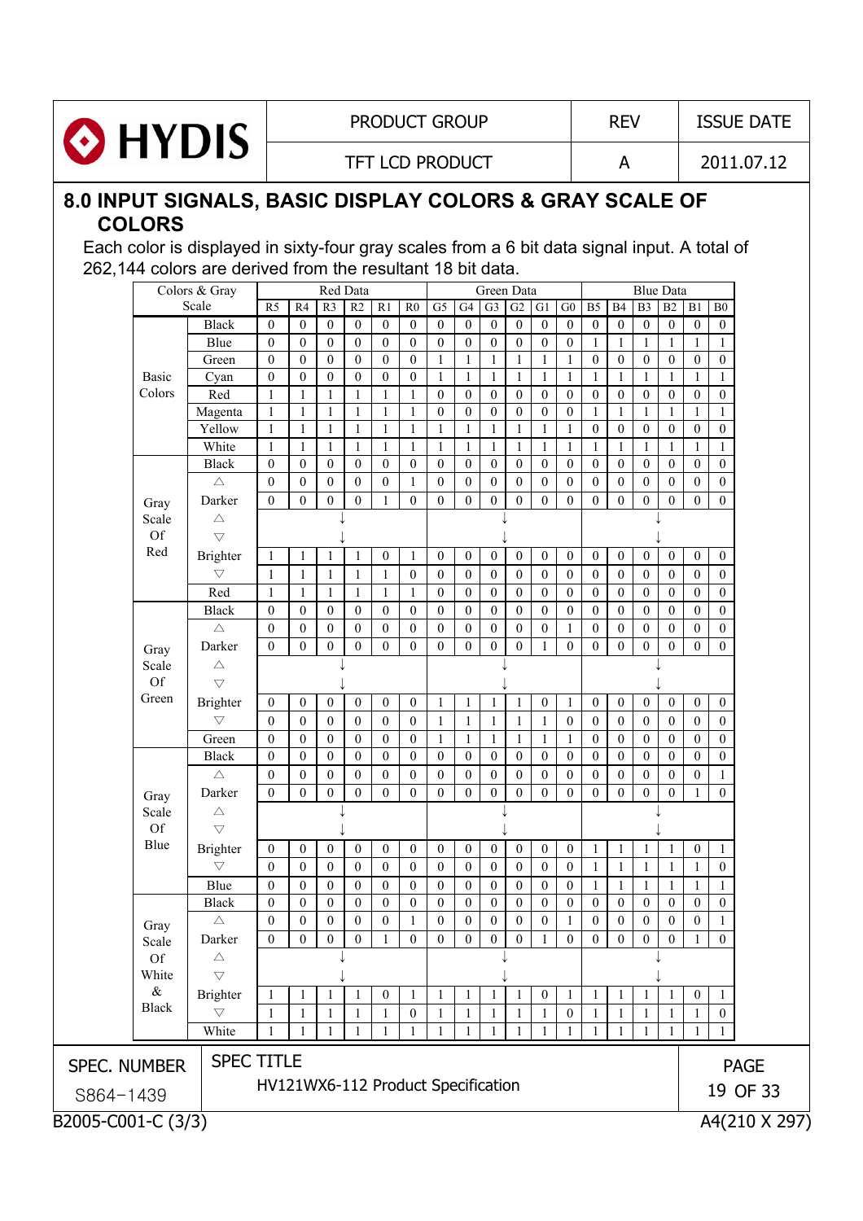## 8.0 INPUT SIGNALS, BASIC DISPLAY COLORS & GRAY SCALE OF COLORS

Each color is displayed in sixty-four gray scales from a 6 bit data signal input. A total of 262,144 colors are derived from the resultant 18 bit data.

| Colors & Gray Scale | | Red Data | | | | | | Green Data | | | | | | Blue Data | | | | | |
|---|---|---|---|---|---|---|---|---|---|---|---|---|---|---|---|---|---|---|---|
| | | R5 | R4 | R3 | R2 | R1 | R0 | G5 | G4 | G3 | G2 | G1 | G0 | B5 | B4 | B3 | B2 | B1 | B0 |
| Basic Colors | Black | 0 | 0 | 0 | 0 | 0 | 0 | 0 | 0 | 0 | 0 | 0 | 0 | 0 | 0 | 0 | 0 | 0 | 0 |
| | Blue | 0 | 0 | 0 | 0 | 0 | 0 | 0 | 0 | 0 | 0 | 0 | 0 | 1 | 1 | 1 | 1 | 1 | 1 |
| | Green | 0 | 0 | 0 | 0 | 0 | 0 | 1 | 1 | 1 | 1 | 1 | 1 | 0 | 0 | 0 | 0 | 0 | 0 |
| | Cyan | 0 | 0 | 0 | 0 | 0 | 0 | 1 | 1 | 1 | 1 | 1 | 1 | 1 | 1 | 1 | 1 | 1 | 1 |
| | Red | 1 | 1 | 1 | 1 | 1 | 1 | 0 | 0 | 0 | 0 | 0 | 0 | 0 | 0 | 0 | 0 | 0 | 0 |
| | Magenta | 1 | 1 | 1 | 1 | 1 | 1 | 0 | 0 | 0 | 0 | 0 | 0 | 1 | 1 | 1 | 1 | 1 | 1 |
| | Yellow | 1 | 1 | 1 | 1 | 1 | 1 | 1 | 1 | 1 | 1 | 1 | 1 | 0 | 0 | 0 | 0 | 0 | 0 |
| | White | 1 | 1 | 1 | 1 | 1 | 1 | 1 | 1 | 1 | 1 | 1 | 1 | 1 | 1 | 1 | 1 | 1 | 1 |
| Gray Scale Of Red | Black | 0 | 0 | 0 | 0 | 0 | 0 | 0 | 0 | 0 | 0 | 0 | 0 | 0 | 0 | 0 | 0 | 0 | 0 |
| | △ | 0 | 0 | 0 | 0 | 0 | 1 | 0 | 0 | 0 | 0 | 0 | 0 | 0 | 0 | 0 | 0 | 0 | 0 |
| | Darker | 0 | 0 | 0 | 0 | 1 | 0 | 0 | 0 | 0 | 0 | 0 | 0 | 0 | 0 | 0 | 0 | 0 | 0 |
| | △ | | | ↓ | | | | | | ↓ | | | | | | ↓ | | | |
| | ▽ | | | ↓ | | | | | | ↓ | | | | | | ↓ | | | |
| | Brighter | 1 | 1 | 1 | 1 | 0 | 1 | 0 | 0 | 0 | 0 | 0 | 0 | 0 | 0 | 0 | 0 | 0 | 0 |
| | ▽ | 1 | 1 | 1 | 1 | 1 | 0 | 0 | 0 | 0 | 0 | 0 | 0 | 0 | 0 | 0 | 0 | 0 | 0 |
| | Red | 1 | 1 | 1 | 1 | 1 | 1 | 0 | 0 | 0 | 0 | 0 | 0 | 0 | 0 | 0 | 0 | 0 | 0 |
| Gray Scale Of Green | Black | 0 | 0 | 0 | 0 | 0 | 0 | 0 | 0 | 0 | 0 | 0 | 0 | 0 | 0 | 0 | 0 | 0 | 0 |
| | △ | 0 | 0 | 0 | 0 | 0 | 0 | 0 | 0 | 0 | 0 | 0 | 1 | 0 | 0 | 0 | 0 | 0 | 0 |
| | Darker | 0 | 0 | 0 | 0 | 0 | 0 | 0 | 0 | 0 | 0 | 1 | 0 | 0 | 0 | 0 | 0 | 0 | 0 |
| | △ | | | ↓ | | | | | | ↓ | | | | | | ↓ | | | |
| | ▽ | | | ↓ | | | | | | ↓ | | | | | | ↓ | | | |
| | Brighter | 0 | 0 | 0 | 0 | 0 | 0 | 1 | 1 | 1 | 1 | 0 | 1 | 0 | 0 | 0 | 0 | 0 | 0 |
| | ▽ | 0 | 0 | 0 | 0 | 0 | 0 | 1 | 1 | 1 | 1 | 1 | 0 | 0 | 0 | 0 | 0 | 0 | 0 |
| | Green | 0 | 0 | 0 | 0 | 0 | 0 | 1 | 1 | 1 | 1 | 1 | 1 | 0 | 0 | 0 | 0 | 0 | 0 |
| Gray Scale Of Blue | Black | 0 | 0 | 0 | 0 | 0 | 0 | 0 | 0 | 0 | 0 | 0 | 0 | 0 | 0 | 0 | 0 | 0 | 0 |
| | △ | 0 | 0 | 0 | 0 | 0 | 0 | 0 | 0 | 0 | 0 | 0 | 0 | 0 | 0 | 0 | 0 | 0 | 1 |
| | Darker | 0 | 0 | 0 | 0 | 0 | 0 | 0 | 0 | 0 | 0 | 0 | 0 | 0 | 0 | 0 | 0 | 1 | 0 |
| | △ | | | ↓ | | | | | | ↓ | | | | | | ↓ | | | |
| | ▽ | | | ↓ | | | | | | ↓ | | | | | | ↓ | | | |
| | Brighter | 0 | 0 | 0 | 0 | 0 | 0 | 0 | 0 | 0 | 0 | 0 | 0 | 1 | 1 | 1 | 1 | 0 | 1 |
| | ▽ | 0 | 0 | 0 | 0 | 0 | 0 | 0 | 0 | 0 | 0 | 0 | 0 | 1 | 1 | 1 | 1 | 1 | 0 |
| | Blue | 0 | 0 | 0 | 0 | 0 | 0 | 0 | 0 | 0 | 0 | 0 | 0 | 1 | 1 | 1 | 1 | 1 | 1 |
| Gray Scale Of White & Black | Black | 0 | 0 | 0 | 0 | 0 | 0 | 0 | 0 | 0 | 0 | 0 | 0 | 0 | 0 | 0 | 0 | 0 | 0 |
| | △ | 0 | 0 | 0 | 0 | 0 | 1 | 0 | 0 | 0 | 0 | 0 | 1 | 0 | 0 | 0 | 0 | 0 | 1 |
| | Darker | 0 | 0 | 0 | 0 | 1 | 0 | 0 | 0 | 0 | 0 | 1 | 0 | 0 | 0 | 0 | 0 | 1 | 0 |
| | △ | | | ↓ | | | | | | ↓ | | | | | | ↓ | | | |
| | ▽ | | | ↓ | | | | | | ↓ | | | | | | ↓ | | | |
| | Brighter | 1 | 1 | 1 | 1 | 0 | 1 | 1 | 1 | 1 | 1 | 0 | 1 | 1 | 1 | 1 | 1 | 0 | 1 |
| | ▽ | 1 | 1 | 1 | 1 | 1 | 0 | 1 | 1 | 1 | 1 | 1 | 0 | 1 | 1 | 1 | 1 | 1 | 0 |
| | White | 1 | 1 | 1 | 1 | 1 | 1 | 1 | 1 | 1 | 1 | 1 | 1 | 1 | 1 | 1 | 1 | 1 | 1 |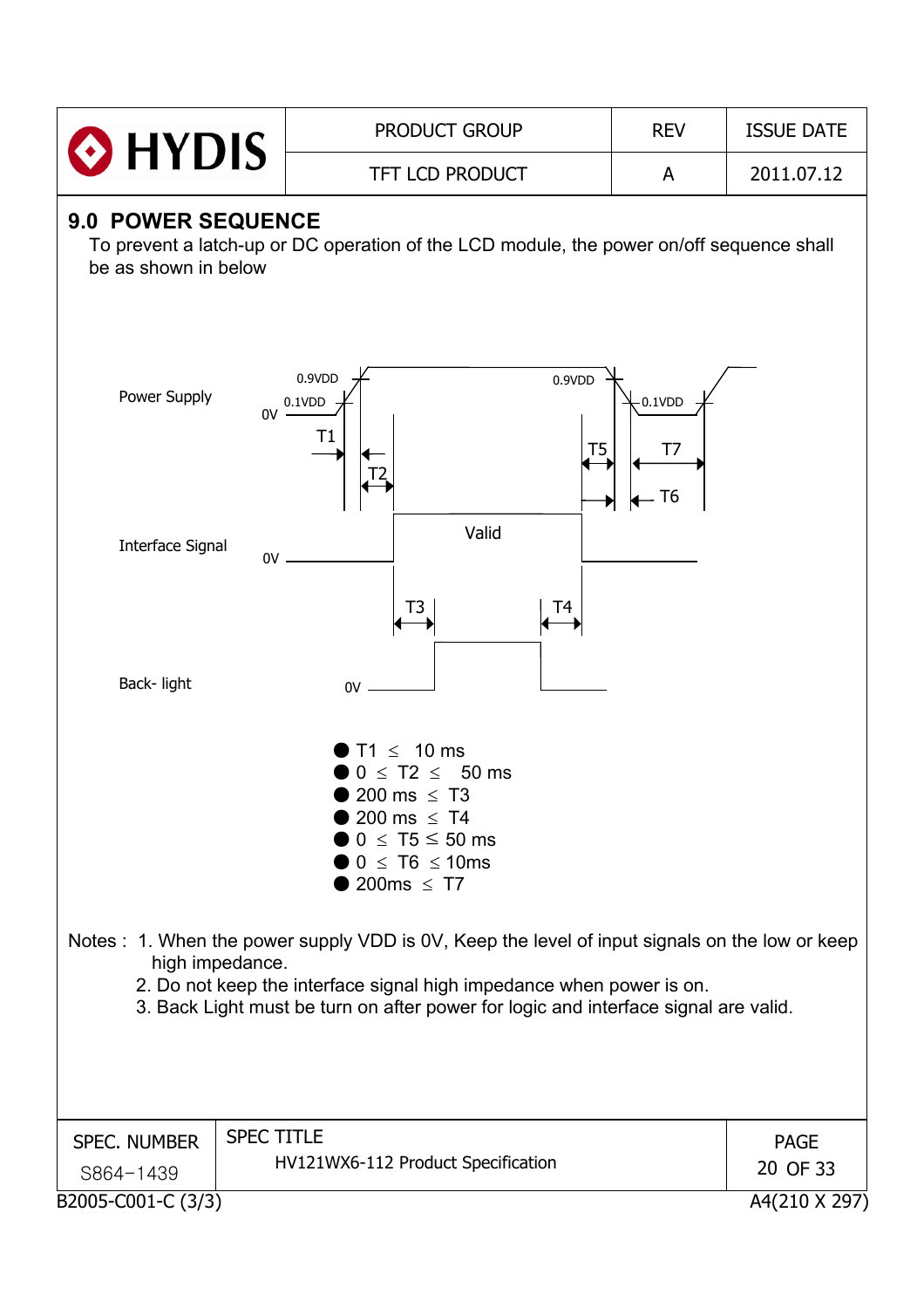## 9.0 POWER SEQUENCE

To prevent a latch-up or DC operation of the LCD module, the power on/off sequence shall be as shown in below

Power Supply

Interface Signal

Back- light

- T1 ≤ 10 ms
- 0 ≤ T2 ≤ 50 ms
- 200 ms ≤ T3
- 200 ms ≤ T4
- 0 ≤ T5 ≤ 50 ms
- 0 ≤ T6 ≤ 10ms
- 200ms ≤ T7

Notes : 1. When the power supply VDD is 0V, Keep the level of input signals on the low or keep high impedance.

2. Do not keep the interface signal high impedance when power is on.

3. Back Light must be turn on after power for logic and interface signal are valid.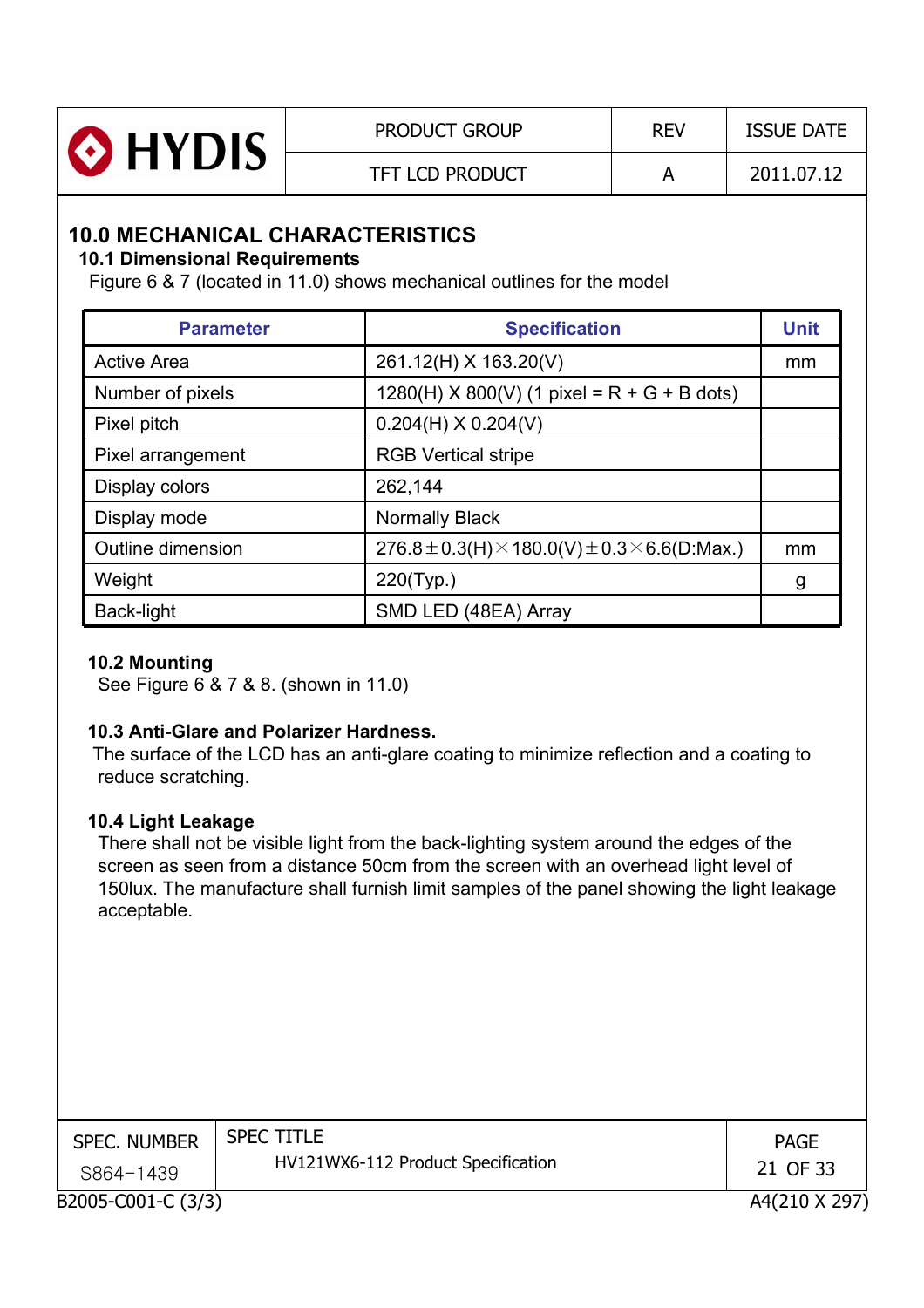# 10.0 MECHANICAL CHARACTERISTICS

## 10.1 Dimensional Requirements

Figure 6 & 7 (located in 11.0) shows mechanical outlines for the model

| Parameter | Specification | Unit |
|---|---|---|
| Active Area | 261.12(H) X 163.20(V) | mm |
| Number of pixels | 1280(H) X 800(V) (1 pixel = R + G + B dots) | |
| Pixel pitch | 0.204(H) X 0.204(V) | |
| Pixel arrangement | RGB Vertical stripe | |
| Display colors | 262,144 | |
| Display mode | Normally Black | |
| Outline dimension | 276.8±0.3(H)×180.0(V)±0.3×6.6(D:Max.) | mm |
| Weight | 220(Typ.) | g |
| Back-light | SMD LED (48EA) Array | |

## 10.2 Mounting

See Figure 6 & 7 & 8. (shown in 11.0)

## 10.3 Anti-Glare and Polarizer Hardness.

The surface of the LCD has an anti-glare coating to minimize reflection and a coating to reduce scratching.

## 10.4 Light Leakage

There shall not be visible light from the back-lighting system around the edges of the screen as seen from a distance 50cm from the screen with an overhead light level of 150lux. The manufacture shall furnish limit samples of the panel showing the light leakage acceptable.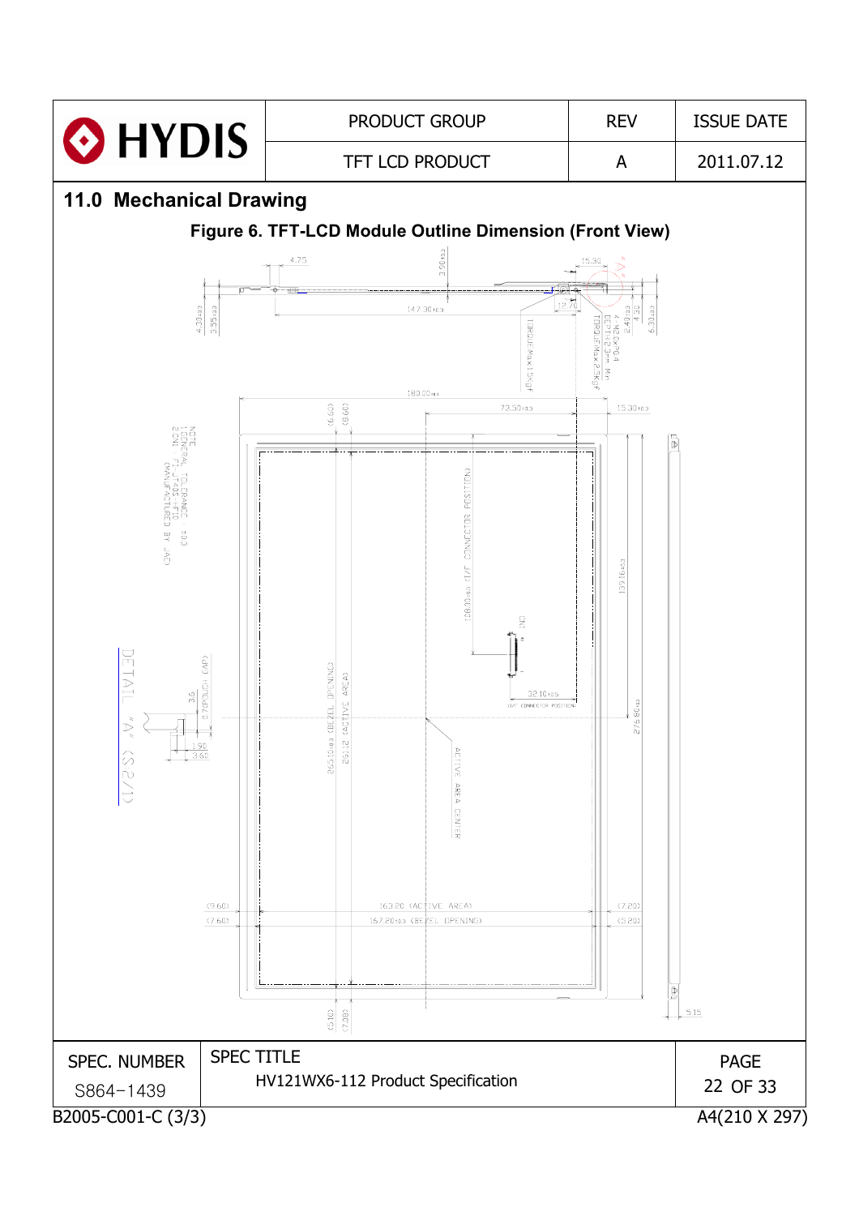## 11.0 Mechanical Drawing

**Figure 6. TFT-LCD Module Outline Dimension (Front View)**

NOTE
1. GENERAL TOLERANCE ±0.3
2. CN1 : FI-JT40S-HF10 (MANUFACTURED BY JAE)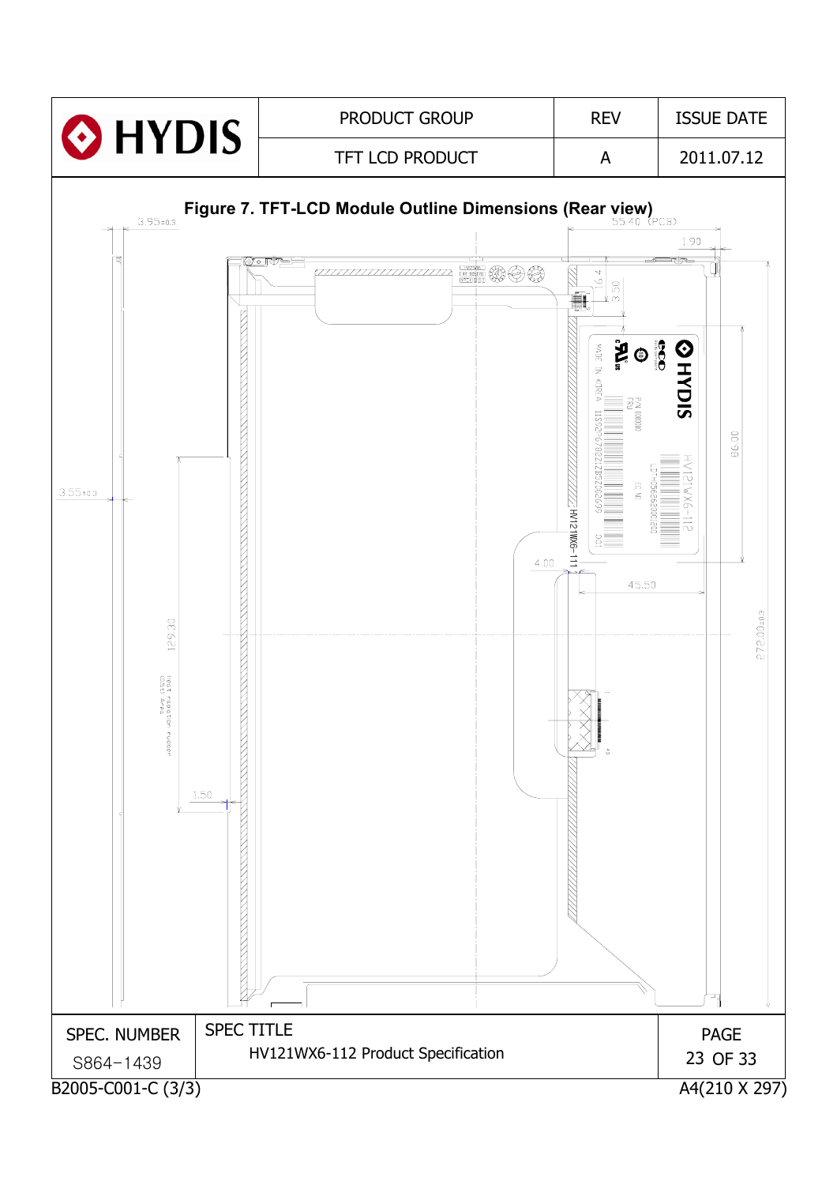**Figure 7. TFT-LCD Module Outline Dimensions (Rear view)**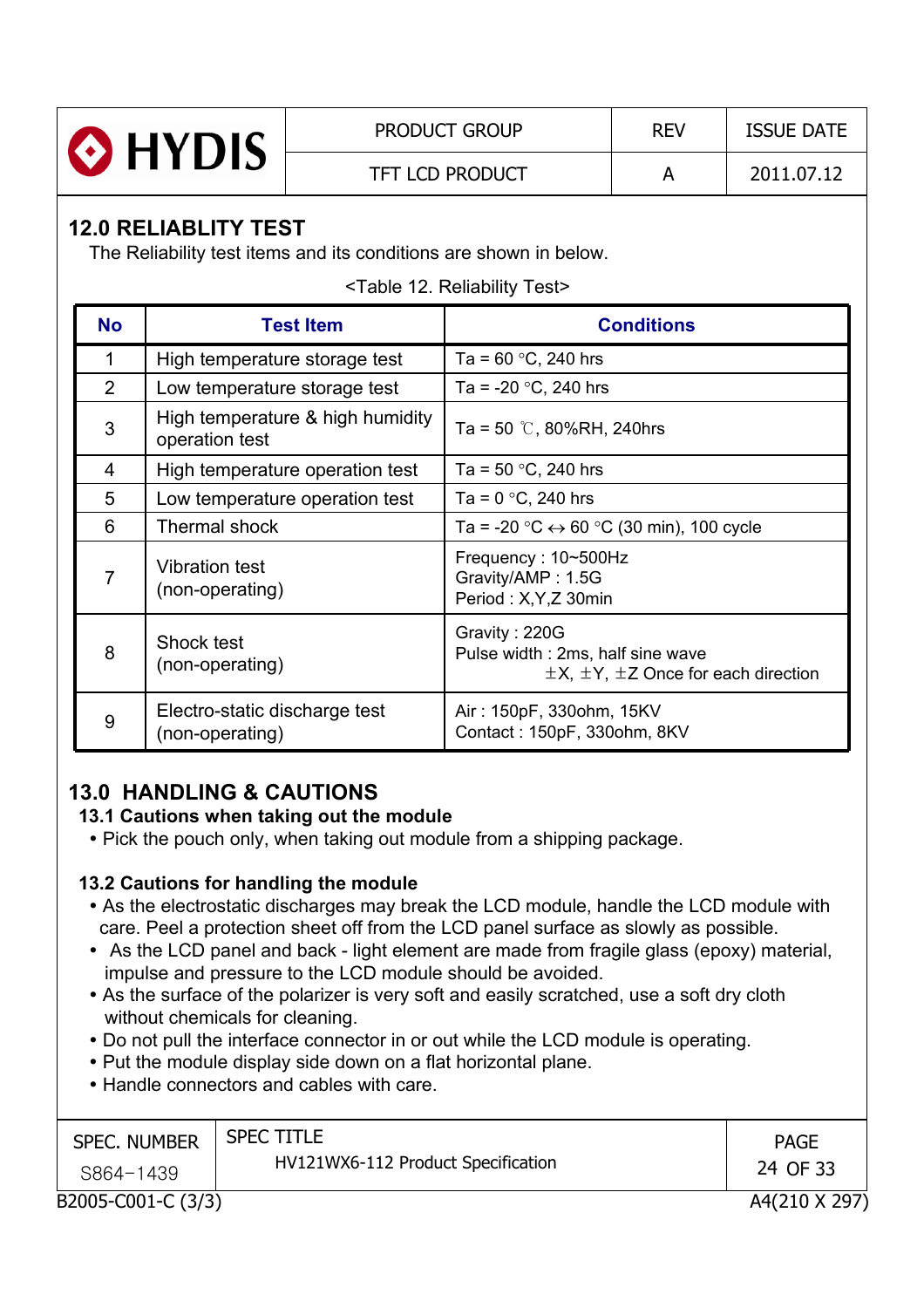## 12.0 RELIABLITY TEST

The Reliability test items and its conditions are shown in below.

<Table 12. Reliability Test>

| No | Test Item | Conditions |
|---|---|---|
| 1 | High temperature storage test | Ta = 60 °C, 240 hrs |
| 2 | Low temperature storage test | Ta = -20 °C, 240 hrs |
| 3 | High temperature & high humidity operation test | Ta = 50 ℃, 80%RH, 240hrs |
| 4 | High temperature operation test | Ta = 50 °C, 240 hrs |
| 5 | Low temperature operation test | Ta = 0 °C, 240 hrs |
| 6 | Thermal shock | Ta = -20 °C ↔ 60 °C (30 min), 100 cycle |
| 7 | Vibration test (non-operating) | Frequency : 10~500Hz<br>Gravity/AMP : 1.5G<br>Period : X,Y,Z 30min |
| 8 | Shock test (non-operating) | Gravity : 220G<br>Pulse width : 2ms, half sine wave<br>±X, ±Y, ±Z Once for each direction |
| 9 | Electro-static discharge test (non-operating) | Air : 150pF, 330ohm, 15KV<br>Contact : 150pF, 330ohm, 8KV |

## 13.0 HANDLING & CAUTIONS

### 13.1 Cautions when taking out the module

- Pick the pouch only, when taking out module from a shipping package.

### 13.2 Cautions for handling the module

- As the electrostatic discharges may break the LCD module, handle the LCD module with care. Peel a protection sheet off from the LCD panel surface as slowly as possible.
- As the LCD panel and back - light element are made from fragile glass (epoxy) material, impulse and pressure to the LCD module should be avoided.
- As the surface of the polarizer is very soft and easily scratched, use a soft dry cloth without chemicals for cleaning.
- Do not pull the interface connector in or out while the LCD module is operating.
- Put the module display side down on a flat horizontal plane.
- Handle connectors and cables with care.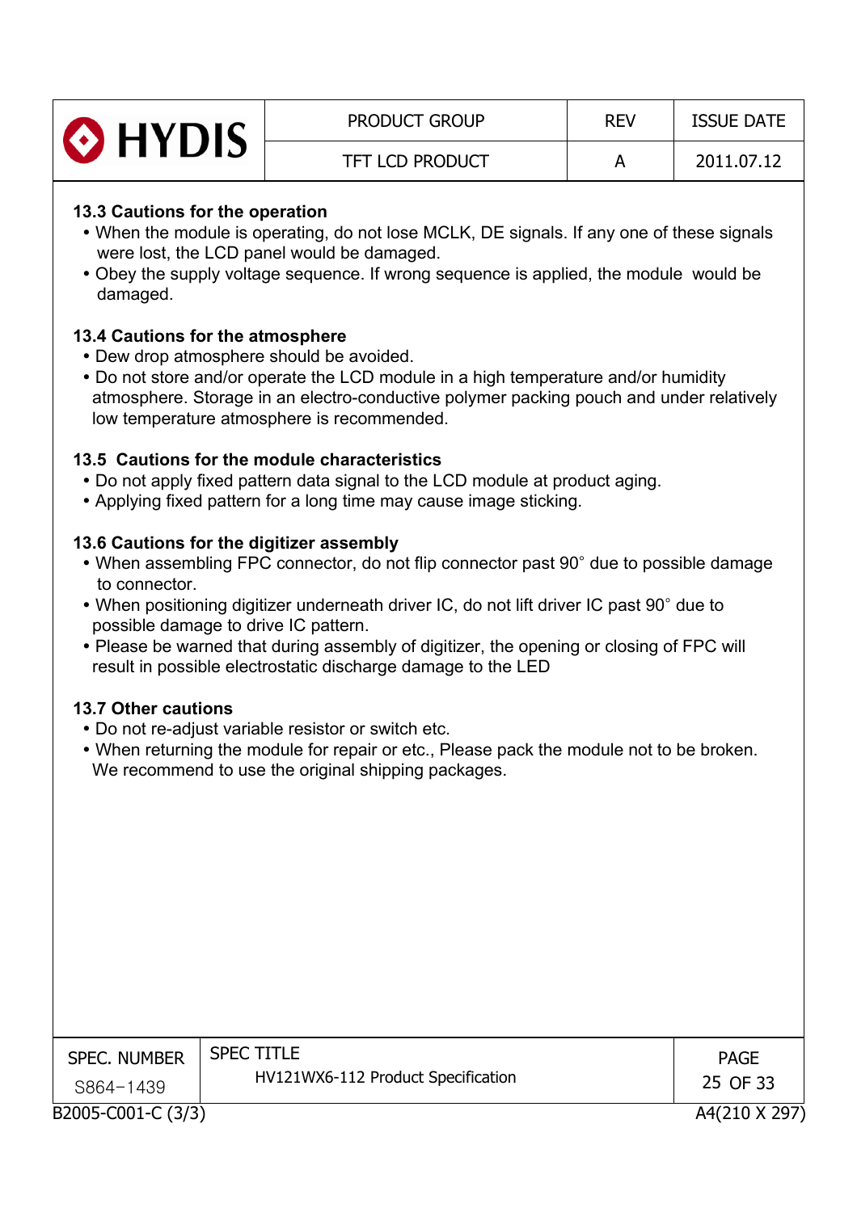### 13.3 Cautions for the operation

- When the module is operating, do not lose MCLK, DE signals. If any one of these signals were lost, the LCD panel would be damaged.
- Obey the supply voltage sequence. If wrong sequence is applied, the module would be damaged.

### 13.4 Cautions for the atmosphere

- Dew drop atmosphere should be avoided.
- Do not store and/or operate the LCD module in a high temperature and/or humidity atmosphere. Storage in an electro-conductive polymer packing pouch and under relatively low temperature atmosphere is recommended.

### 13.5 Cautions for the module characteristics

- Do not apply fixed pattern data signal to the LCD module at product aging.
- Applying fixed pattern for a long time may cause image sticking.

### 13.6 Cautions for the digitizer assembly

- When assembling FPC connector, do not flip connector past 90˚ due to possible damage to connector.
- When positioning digitizer underneath driver IC, do not lift driver IC past 90˚ due to possible damage to drive IC pattern.
- Please be warned that during assembly of digitizer, the opening or closing of FPC will result in possible electrostatic discharge damage to the LED

### 13.7 Other cautions

- Do not re-adjust variable resistor or switch etc.
- When returning the module for repair or etc., Please pack the module not to be broken. We recommend to use the original shipping packages.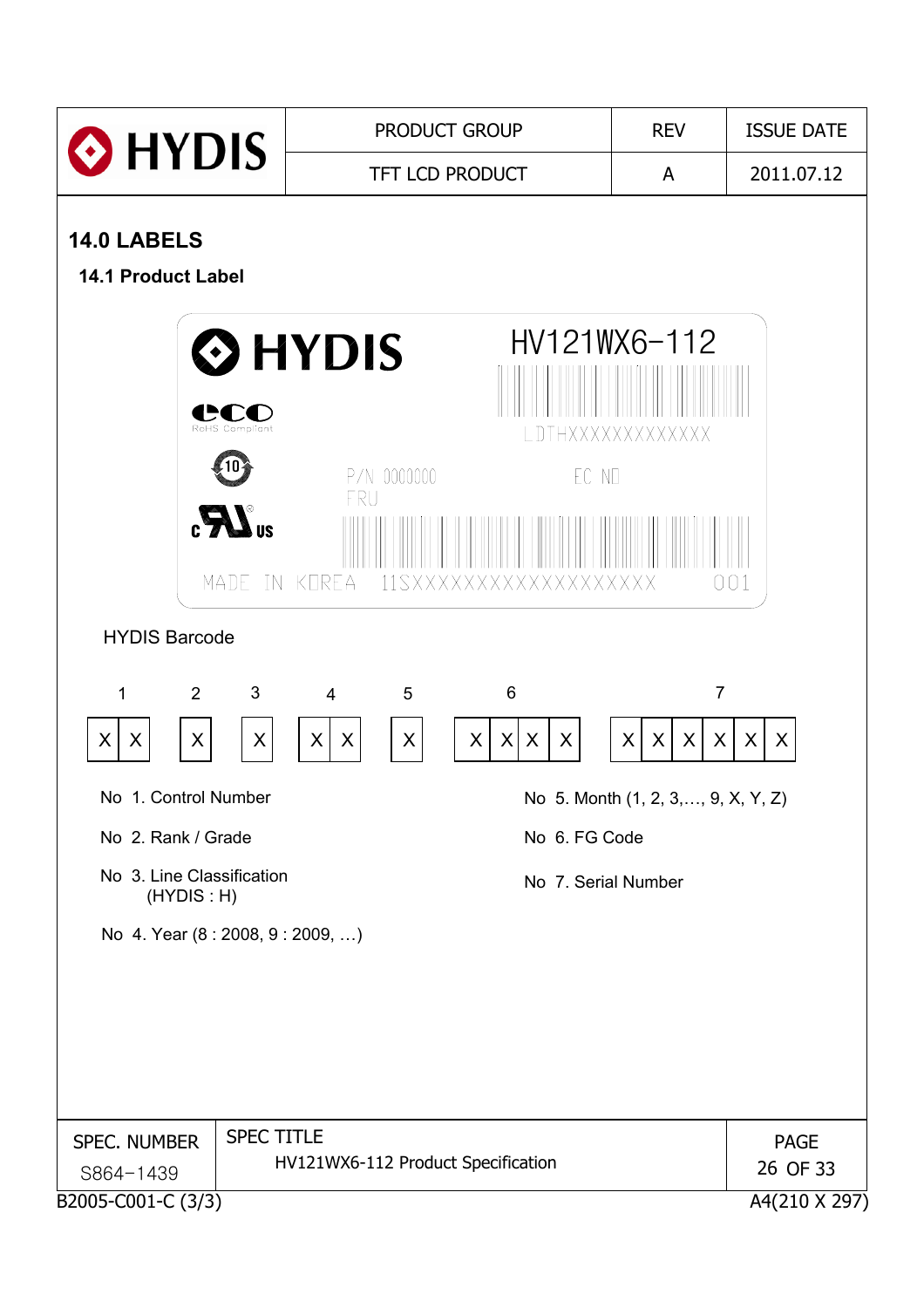## 14.0 LABELS

### 14.1 Product Label

HYDIS

HV121WX6-112

LDTHXXXXXXXXXXXX

RoHS Compliant

P/N 0000000

FRU

EC NO

MADE IN KOREA 11SXXXXXXXXXXXXXXXXXXX 001

HYDIS Barcode

| 1 | | 2 | 3 | 4 | | 5 | 6 | | | | 7 | | | | | |
|---|---|---|---|---|---|---|---|---|---|---|---|---|---|---|---|---|
| X | X | X | X | X | X | X | X | X | X | X | X | X | X | X | X | X |

No 1. Control Number

No 2. Rank / Grade

No 3. Line Classification
(HYDIS : H)

No 4. Year (8 : 2008, 9 : 2009, …)

No 5. Month (1, 2, 3,…, 9, X, Y, Z)

No 6. FG Code

No 7. Serial Number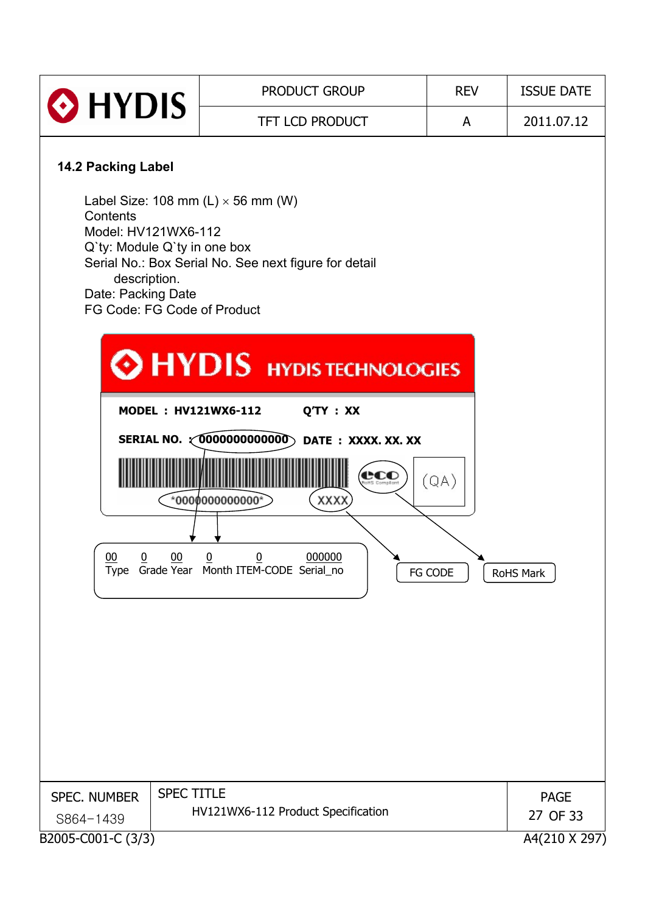### 14.2 Packing Label

Label Size: 108 mm (L) × 56 mm (W)
Contents
Model: HV121WX6-112
Q`ty: Module Q`ty in one box
Serial No.: Box Serial No. See next figure for detail description.
Date: Packing Date
FG Code: FG Code of Product

HYDIS HYDIS TECHNOLOGIES

MODEL : HV121WX6-112    Q'TY : XX

SERIAL NO. : 0000000000000    DATE : XXXX. XX. XX

*0000000000000*    XXXX    eco RoHS Compliant    (QA)

| 00 | 0 | 00 | 0 | 0 | 000000 |
|---|---|---|---|---|---|
| Type | Grade | Year | Month | ITEM-CODE | Serial_no |

FG CODE

RoHS Mark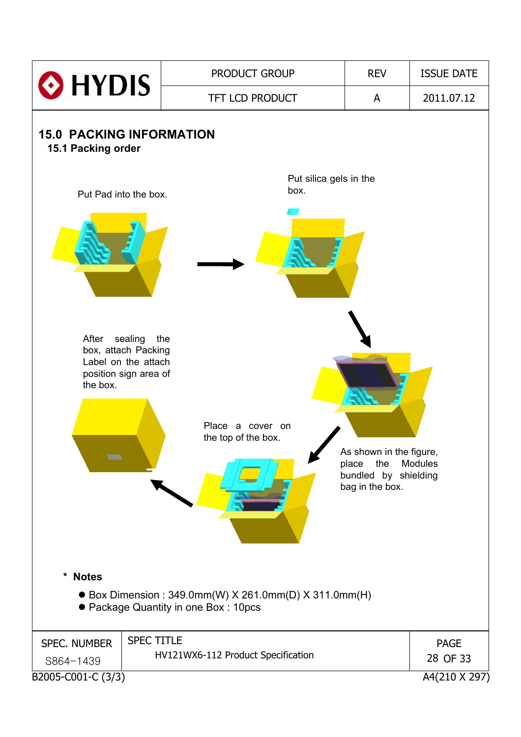## 15.0 PACKING INFORMATION

### 15.1 Packing order

Put Pad into the box.

Put silica gels in the box.

As shown in the figure, place the Modules bundled by shielding bag in the box.

Place a cover on the top of the box.

After sealing the box, attach Packing Label on the attach position sign area of the box.

**\* Notes**

- Box Dimension : 349.0mm(W) X 261.0mm(D) X 311.0mm(H)
- Package Quantity in one Box : 10pcs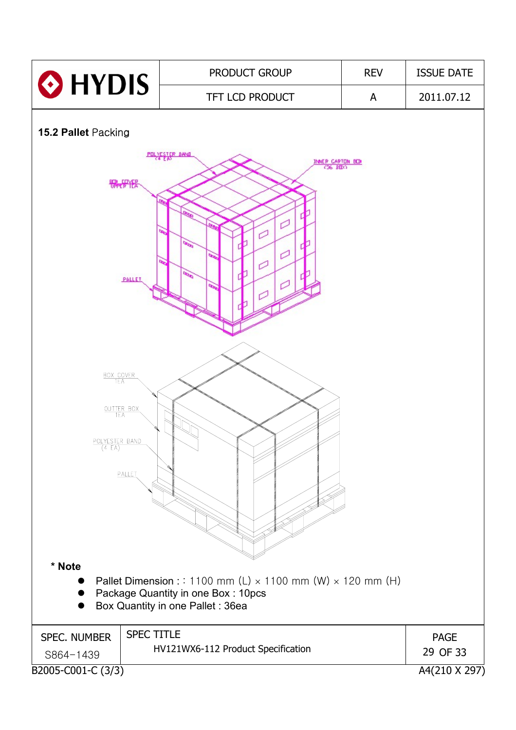## 15.2 Pallet Packing

**\* Note**

- Pallet Dimension : : 1100 mm (L) × 1100 mm (W) × 120 mm (H)
- Package Quantity in one Box : 10pcs
- Box Quantity in one Pallet : 36ea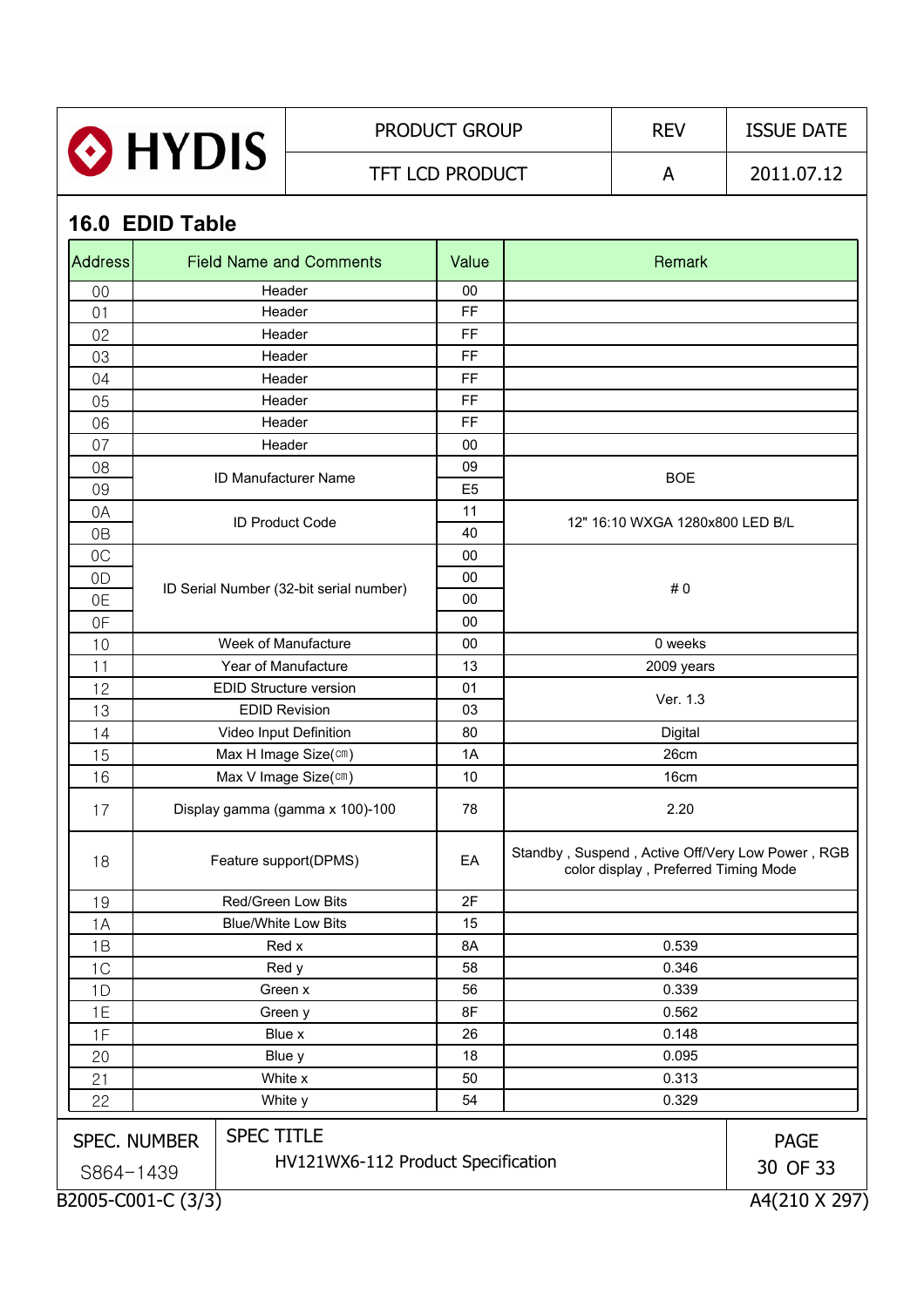## 16.0 EDID Table

| Address | Field Name and Comments | Value | Remark |
|---|---|---|---|
| 00 | Header | 00 | |
| 01 | Header | FF | |
| 02 | Header | FF | |
| 03 | Header | FF | |
| 04 | Header | FF | |
| 05 | Header | FF | |
| 06 | Header | FF | |
| 07 | Header | 00 | |
| 08 | ID Manufacturer Name | 09 | BOE |
| 09 | | E5 | |
| 0A | ID Product Code | 11 | 12" 16:10 WXGA 1280x800 LED B/L |
| 0B | | 40 | |
| 0C | ID Serial Number (32-bit serial number) | 00 | # 0 |
| 0D | | 00 | |
| 0E | | 00 | |
| 0F | | 00 | |
| 10 | Week of Manufacture | 00 | 0 weeks |
| 11 | Year of Manufacture | 13 | 2009 years |
| 12 | EDID Structure version | 01 | Ver. 1.3 |
| 13 | EDID Revision | 03 | |
| 14 | Video Input Definition | 80 | Digital |
| 15 | Max H Image Size(㎝) | 1A | 26cm |
| 16 | Max V Image Size(㎝) | 10 | 16cm |
| 17 | Display gamma (gamma x 100)-100 | 78 | 2.20 |
| 18 | Feature support(DPMS) | EA | Standby , Suspend , Active Off/Very Low Power , RGB color display , Preferred Timing Mode |
| 19 | Red/Green Low Bits | 2F | |
| 1A | Blue/White Low Bits | 15 | |
| 1B | Red x | 8A | 0.539 |
| 1C | Red y | 58 | 0.346 |
| 1D | Green x | 56 | 0.339 |
| 1E | Green y | 8F | 0.562 |
| 1F | Blue x | 26 | 0.148 |
| 20 | Blue y | 18 | 0.095 |
| 21 | White x | 50 | 0.313 |
| 22 | White y | 54 | 0.329 |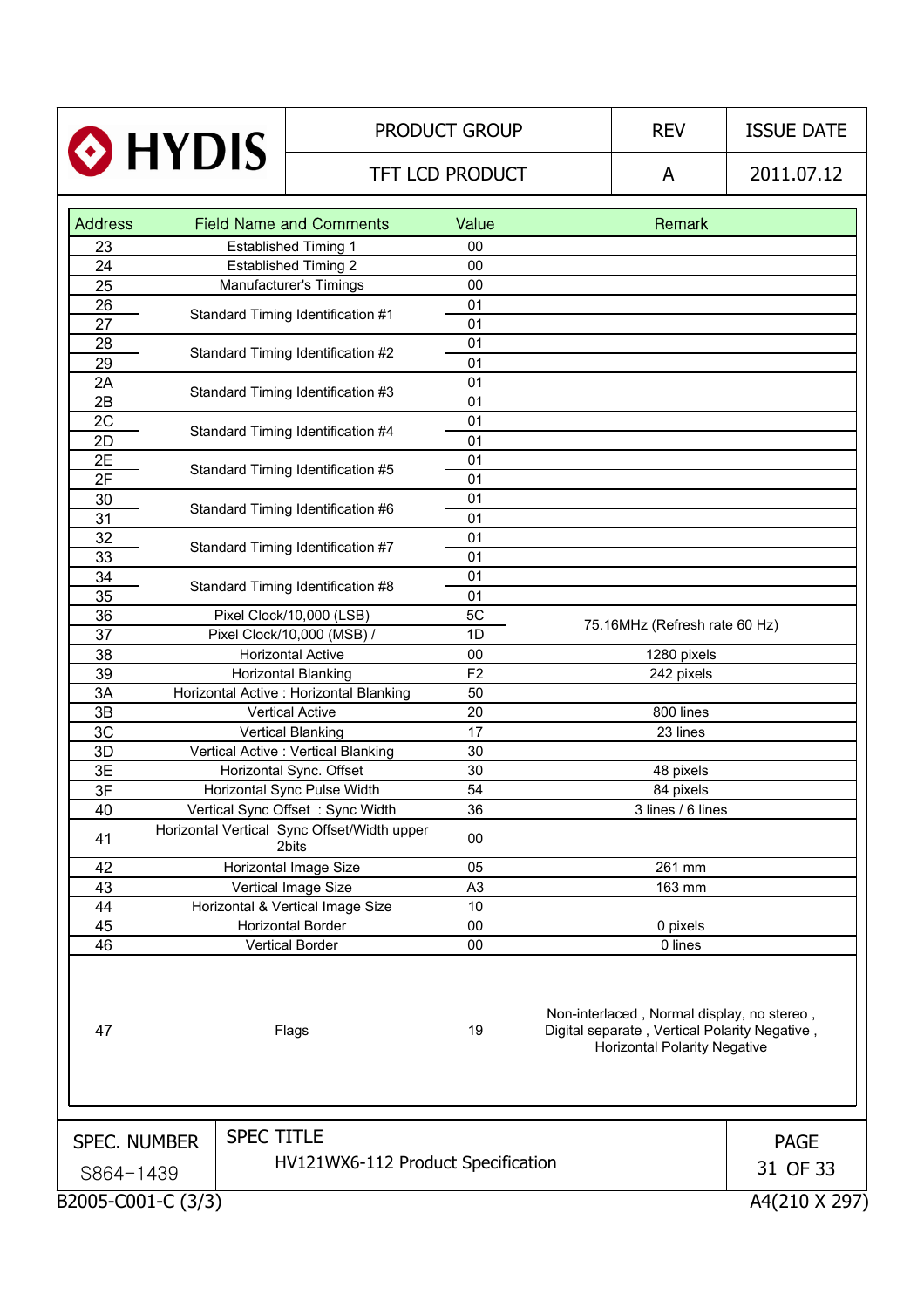| Address | Field Name and Comments | Value | Remark |
|---|---|---|---|
| 23 | Established Timing 1 | 00 | |
| 24 | Established Timing 2 | 00 | |
| 25 | Manufacturer's Timings | 00 | |
| 26 | Standard Timing Identification #1 | 01 | |
| 27 | | 01 | |
| 28 | Standard Timing Identification #2 | 01 | |
| 29 | | 01 | |
| 2A | Standard Timing Identification #3 | 01 | |
| 2B | | 01 | |
| 2C | Standard Timing Identification #4 | 01 | |
| 2D | | 01 | |
| 2E | Standard Timing Identification #5 | 01 | |
| 2F | | 01 | |
| 30 | Standard Timing Identification #6 | 01 | |
| 31 | | 01 | |
| 32 | Standard Timing Identification #7 | 01 | |
| 33 | | 01 | |
| 34 | Standard Timing Identification #8 | 01 | |
| 35 | | 01 | |
| 36 | Pixel Clock/10,000 (LSB) | 5C | 75.16MHz (Refresh rate 60 Hz) |
| 37 | Pixel Clock/10,000 (MSB) / | 1D | |
| 38 | Horizontal Active | 00 | 1280 pixels |
| 39 | Horizontal Blanking | F2 | 242 pixels |
| 3A | Horizontal Active : Horizontal Blanking | 50 | |
| 3B | Vertical Active | 20 | 800 lines |
| 3C | Vertical Blanking | 17 | 23 lines |
| 3D | Vertical Active : Vertical Blanking | 30 | |
| 3E | Horizontal Sync. Offset | 30 | 48 pixels |
| 3F | Horizontal Sync Pulse Width | 54 | 84 pixels |
| 40 | Vertical Sync Offset : Sync Width | 36 | 3 lines / 6 lines |
| 41 | Horizontal Vertical Sync Offset/Width upper 2bits | 00 | |
| 42 | Horizontal Image Size | 05 | 261 mm |
| 43 | Vertical Image Size | A3 | 163 mm |
| 44 | Horizontal & Vertical Image Size | 10 | |
| 45 | Horizontal Border | 00 | 0 pixels |
| 46 | Vertical Border | 00 | 0 lines |
| 47 | Flags | 19 | Non-interlaced , Normal display, no stereo , Digital separate , Vertical Polarity Negative , Horizontal Polarity Negative |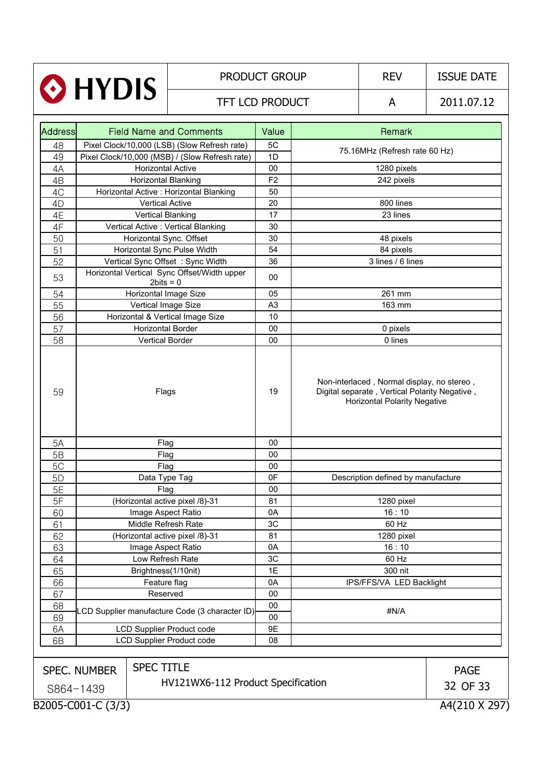| Address | Field Name and Comments | Value | Remark |
|---|---|---|---|
| 48 | Pixel Clock/10,000 (LSB) (Slow Refresh rate) | 5C | 75.16MHz (Refresh rate 60 Hz) |
| 49 | Pixel Clock/10,000 (MSB) / (Slow Refresh rate) | 1D | |
| 4A | Horizontal Active | 00 | 1280 pixels |
| 4B | Horizontal Blanking | F2 | 242 pixels |
| 4C | Horizontal Active : Horizontal Blanking | 50 | |
| 4D | Vertical Active | 20 | 800 lines |
| 4E | Vertical Blanking | 17 | 23 lines |
| 4F | Vertical Active : Vertical Blanking | 30 | |
| 50 | Horizontal Sync. Offset | 30 | 48 pixels |
| 51 | Horizontal Sync Pulse Width | 54 | 84 pixels |
| 52 | Vertical Sync Offset : Sync Width | 36 | 3 lines / 6 lines |
| 53 | Horizontal Vertical Sync Offset/Width upper 2bits = 0 | 00 | |
| 54 | Horizontal Image Size | 05 | 261 mm |
| 55 | Vertical Image Size | A3 | 163 mm |
| 56 | Horizontal & Vertical Image Size | 10 | |
| 57 | Horizontal Border | 00 | 0 pixels |
| 58 | Vertical Border | 00 | 0 lines |
| 59 | Flags | 19 | Non-interlaced , Normal display, no stereo , Digital separate , Vertical Polarity Negative , Horizontal Polarity Negative |
| 5A | Flag | 00 | |
| 5B | Flag | 00 | |
| 5C | Flag | 00 | |
| 5D | Data Type Tag | 0F | Description defined by manufacture |
| 5E | Flag | 00 | |
| 5F | (Horizontal active pixel /8)-31 | 81 | 1280 pixel |
| 60 | Image Aspect Ratio | 0A | 16 : 10 |
| 61 | Middle Refresh Rate | 3C | 60 Hz |
| 62 | (Horizontal active pixel /8)-31 | 81 | 1280 pixel |
| 63 | Image Aspect Ratio | 0A | 16 : 10 |
| 64 | Low Refresh Rate | 3C | 60 Hz |
| 65 | Brightness(1/10nit) | 1E | 300 nit |
| 66 | Feature flag | 0A | IPS/FFS/VA LED Backlight |
| 67 | Reserved | 00 | |
| 68 | LCD Supplier manufacture Code (3 character ID) | 00 | #N/A |
| 69 | | 00 | |
| 6A | LCD Supplier Product code | 9E | |
| 6B | LCD Supplier Product code | 08 | |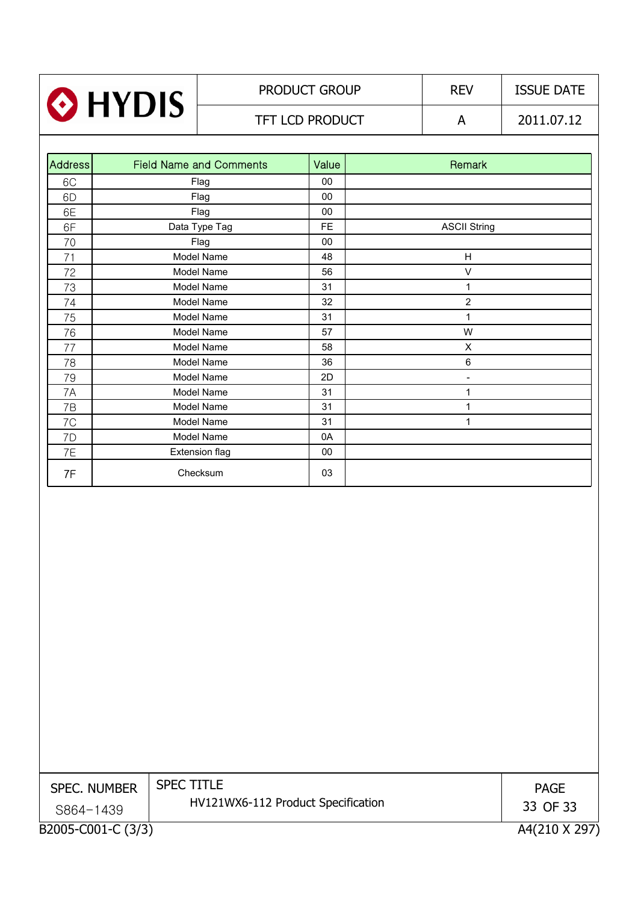| Address | Field Name and Comments | Value | Remark |
|---|---|---|---|
| 6C | Flag | 00 | |
| 6D | Flag | 00 | |
| 6E | Flag | 00 | |
| 6F | Data Type Tag | FE | ASCII String |
| 70 | Flag | 00 | |
| 71 | Model Name | 48 | H |
| 72 | Model Name | 56 | V |
| 73 | Model Name | 31 | 1 |
| 74 | Model Name | 32 | 2 |
| 75 | Model Name | 31 | 1 |
| 76 | Model Name | 57 | W |
| 77 | Model Name | 58 | X |
| 78 | Model Name | 36 | 6 |
| 79 | Model Name | 2D | - |
| 7A | Model Name | 31 | 1 |
| 7B | Model Name | 31 | 1 |
| 7C | Model Name | 31 | 1 |
| 7D | Model Name | 0A | |
| 7E | Extension flag | 00 | |
| 7F | Checksum | 03 | |